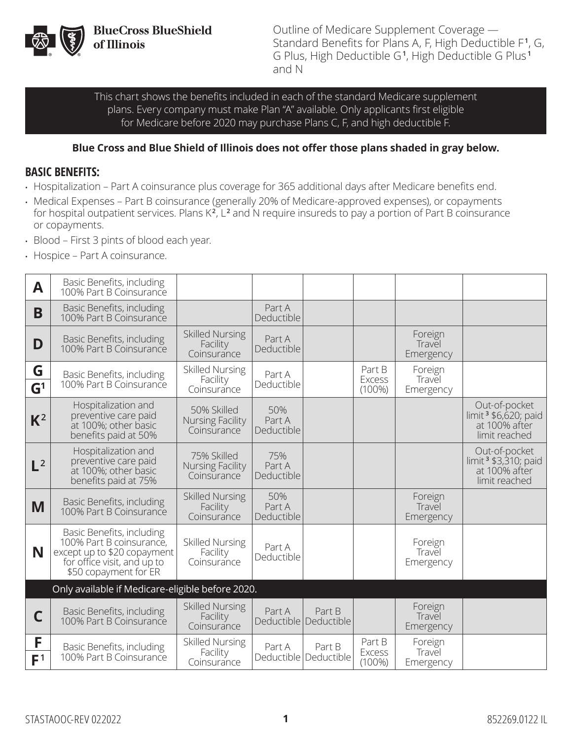**BlueCross BlueShield of Illinois**

Outline of Medicare Supplement Coverage — Standard Benefits for Plans A, F, High Deductible F[1], G, G Plus, High Deductible G[1], High Deductible G Plus[1] and N

This chart shows the benefits included in each of the standard Medicare supplement plans. Every company must make Plan "A" available. Only applicants first eligible for Medicare before 2020 may purchase Plans C, F, and high deductible F.

**Blue Cross and Blue Shield of Illinois does not offer those plans shaded in gray below.**

## BASIC BENEFITS:

- Hospitalization – Part A coinsurance plus coverage for 365 additional days after Medicare benefits end.
- Medical Expenses – Part B coinsurance (generally 20% of Medicare-approved expenses), or copayments for hospital outpatient services. Plans K[2], L[2] and N require insureds to pay a portion of Part B coinsurance or copayments.
- Blood – First 3 pints of blood each year.
- Hospice – Part A coinsurance.

| Plan | | | | | | | |
|---|---|---|---|---|---|---|---|
| **A** | Basic Benefits, including 100% Part B Coinsurance | | | | | | |
| **B** | Basic Benefits, including 100% Part B Coinsurance | | Part A Deductible | | | | |
| **D** | Basic Benefits, including 100% Part B Coinsurance | Skilled Nursing Facility Coinsurance | Part A Deductible | | | Foreign Travel Emergency | |
| **G** / **G[1]** | Basic Benefits, including 100% Part B Coinsurance | Skilled Nursing Facility Coinsurance | Part A Deductible | | Part B Excess (100%) | Foreign Travel Emergency | |
| **K[2]** | Hospitalization and preventive care paid at 100%; other basic benefits paid at 50% | 50% Skilled Nursing Facility Coinsurance | 50% Part A Deductible | | | | Out-of-pocket limit[3] $6,620; paid at 100% after limit reached |
| **L[2]** | Hospitalization and preventive care paid at 100%; other basic benefits paid at 75% | 75% Skilled Nursing Facility Coinsurance | 75% Part A Deductible | | | | Out-of-pocket limit[3] $3,310; paid at 100% after limit reached |
| **M** | Basic Benefits, including 100% Part B Coinsurance | Skilled Nursing Facility Coinsurance | 50% Part A Deductible | | | Foreign Travel Emergency | |
| **N** | Basic Benefits, including 100% Part B coinsurance, except up to $20 copayment for office visit, and up to $50 copayment for ER | Skilled Nursing Facility Coinsurance | Part A Deductible | | | Foreign Travel Emergency | |
| | Only available if Medicare-eligible before 2020. | | | | | | |
| **C** | Basic Benefits, including 100% Part B Coinsurance | Skilled Nursing Facility Coinsurance | Part A Deductible | Part B Deductible | | Foreign Travel Emergency | |
| **F** / **F[1]** | Basic Benefits, including 100% Part B Coinsurance | Skilled Nursing Facility Coinsurance | Part A Deductible | Part B Deductible | Part B Excess (100%) | Foreign Travel Emergency | |

STASTAOOC-REV 022022 — 852269.0122 IL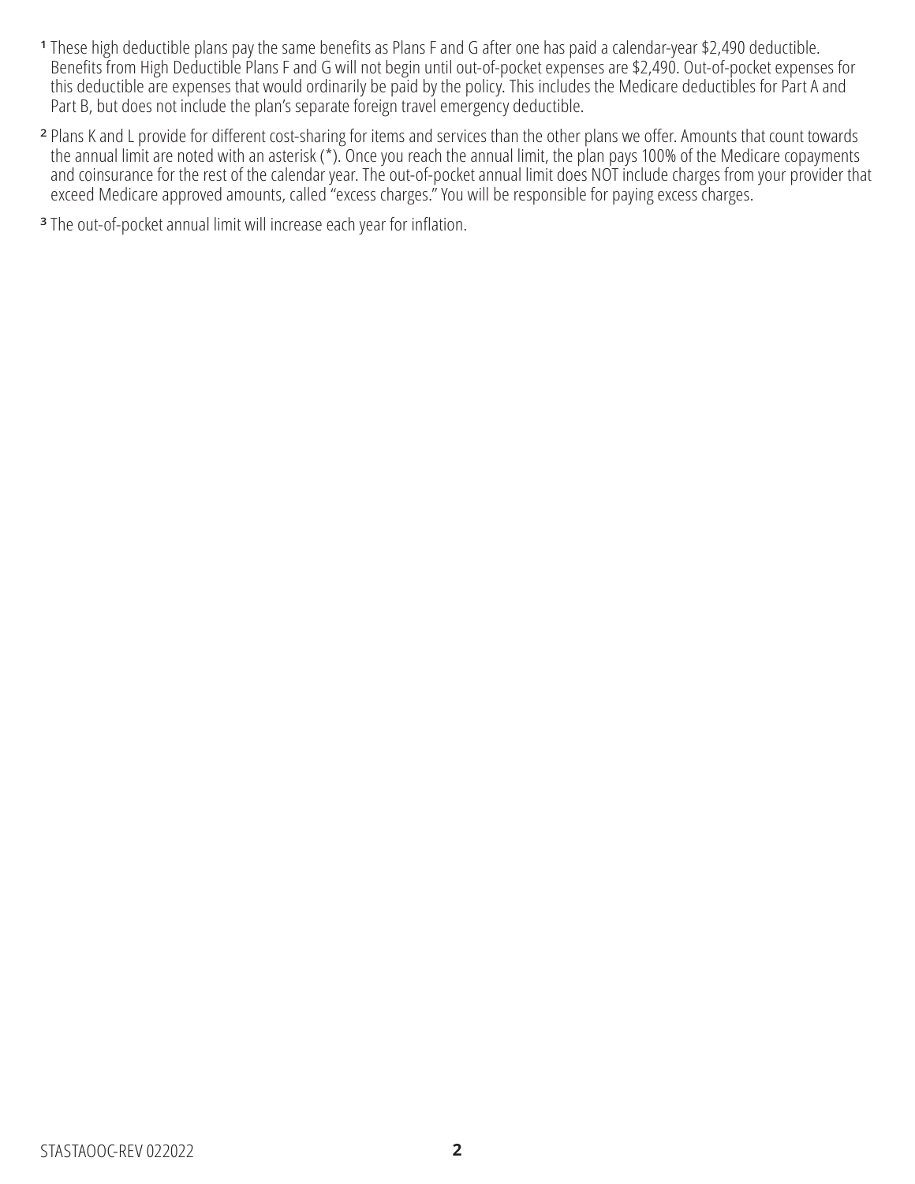[1] These high deductible plans pay the same benefits as Plans F and G after one has paid a calendar-year $2,490 deductible. Benefits from High Deductible Plans F and G will not begin until out-of-pocket expenses are $2,490. Out-of-pocket expenses for this deductible are expenses that would ordinarily be paid by the policy. This includes the Medicare deductibles for Part A and Part B, but does not include the plan's separate foreign travel emergency deductible.

[2] Plans K and L provide for different cost-sharing for items and services than the other plans we offer. Amounts that count towards the annual limit are noted with an asterisk (*). Once you reach the annual limit, the plan pays 100% of the Medicare copayments and coinsurance for the rest of the calendar year. The out-of-pocket annual limit does NOT include charges from your provider that exceed Medicare approved amounts, called "excess charges." You will be responsible for paying excess charges.

[3] The out-of-pocket annual limit will increase each year for inflation.

STASTAOOC-REV 022022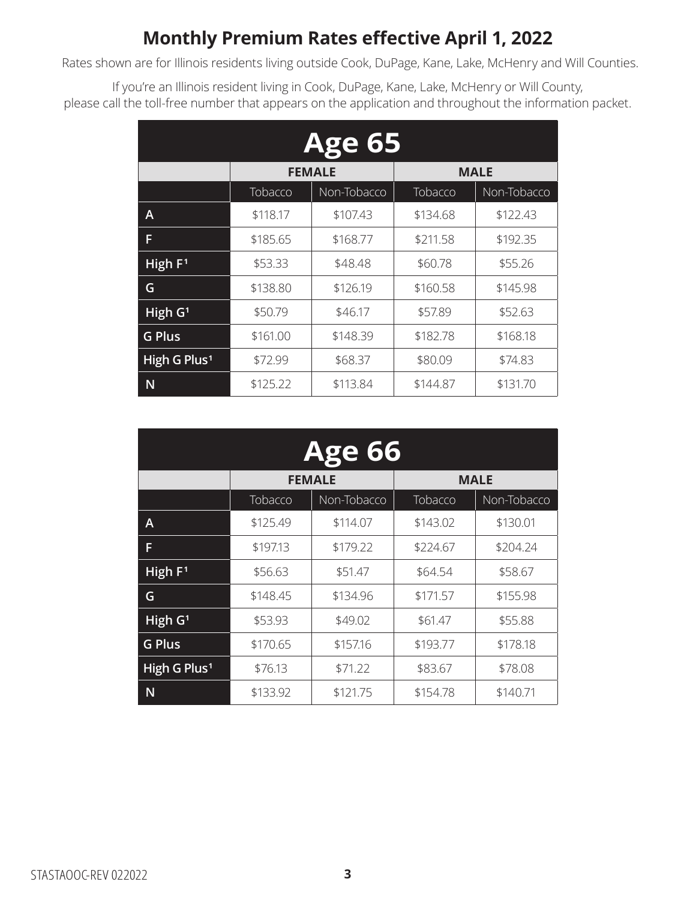# Monthly Premium Rates effective April 1, 2022

Rates shown are for Illinois residents living outside Cook, DuPage, Kane, Lake, McHenry and Will Counties.

If you're an Illinois resident living in Cook, DuPage, Kane, Lake, McHenry or Will County, please call the toll-free number that appears on the application and throughout the information packet.

| Age 65 | | | | |
|---|---|---|---|---|
| | FEMALE | | MALE | |
| | Tobacco | Non-Tobacco | Tobacco | Non-Tobacco |
| A | $118.17 | $107.43 | $134.68 | $122.43 |
| F | $185.65 | $168.77 | $211.58 | $192.35 |
| High F[1] | $53.33 | $48.48 | $60.78 | $55.26 |
| G | $138.80 | $126.19 | $160.58 | $145.98 |
| High G[1] | $50.79 | $46.17 | $57.89 | $52.63 |
| G Plus | $161.00 | $148.39 | $182.78 | $168.18 |
| High G Plus[1] | $72.99 | $68.37 | $80.09 | $74.83 |
| N | $125.22 | $113.84 | $144.87 | $131.70 |

| Age 66 | | | | |
|---|---|---|---|---|
| | FEMALE | | MALE | |
| | Tobacco | Non-Tobacco | Tobacco | Non-Tobacco |
| A | $125.49 | $114.07 | $143.02 | $130.01 |
| F | $197.13 | $179.22 | $224.67 | $204.24 |
| High F[1] | $56.63 | $51.47 | $64.54 | $58.67 |
| G | $148.45 | $134.96 | $171.57 | $155.98 |
| High G[1] | $53.93 | $49.02 | $61.47 | $55.88 |
| G Plus | $170.65 | $157.16 | $193.77 | $178.18 |
| High G Plus[1] | $76.13 | $71.22 | $83.67 | $78.08 |
| N | $133.92 | $121.75 | $154.78 | $140.71 |

STASTAOOC-REV 022022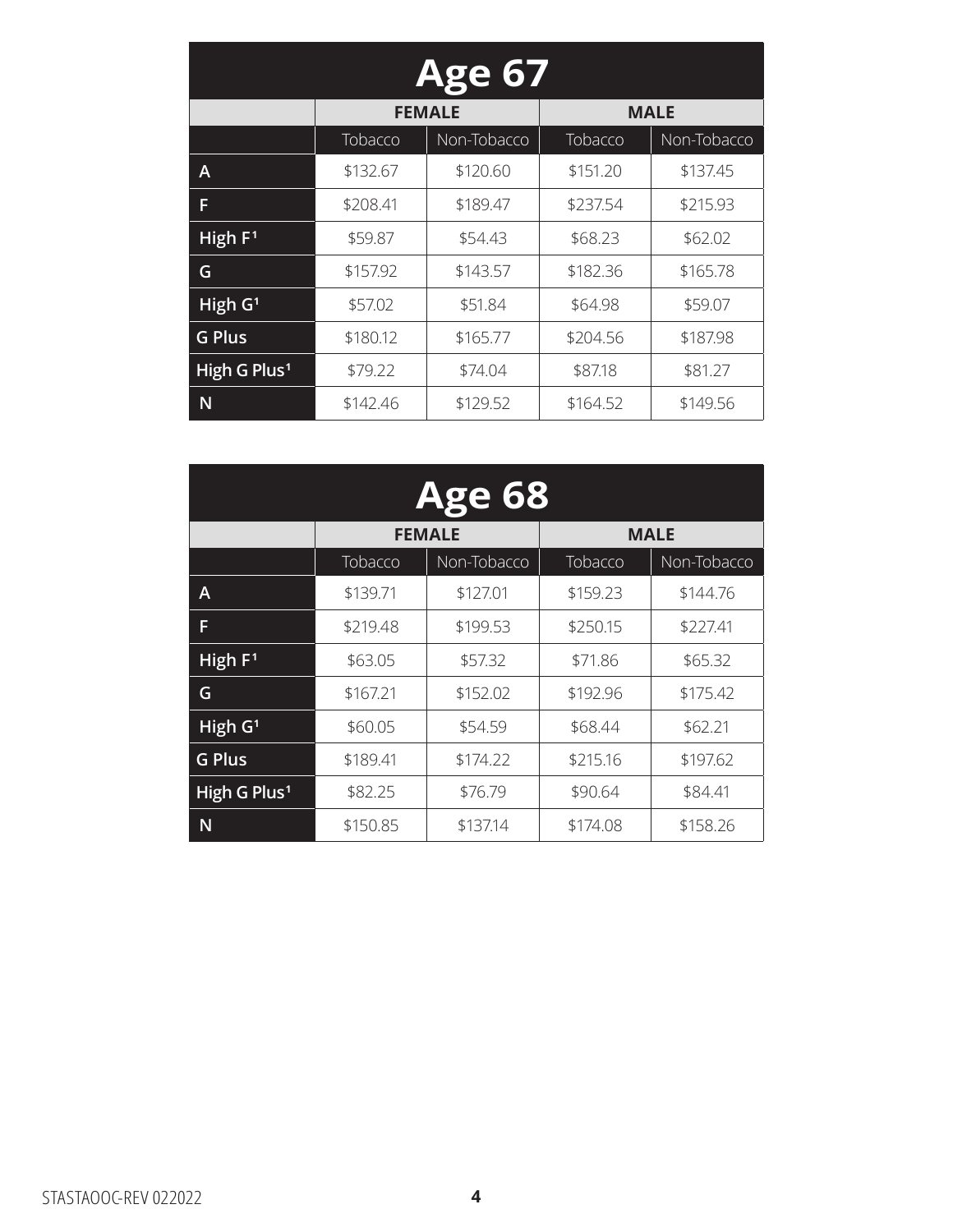## Age 67

| | FEMALE | | MALE | |
|---|---|---|---|---|
| | Tobacco | Non-Tobacco | Tobacco | Non-Tobacco |
| A | $132.67 | $120.60 | $151.20 | $137.45 |
| F | $208.41 | $189.47 | $237.54 | $215.93 |
| High F[1] | $59.87 | $54.43 | $68.23 | $62.02 |
| G | $157.92 | $143.57 | $182.36 | $165.78 |
| High G[1] | $57.02 | $51.84 | $64.98 | $59.07 |
| G Plus | $180.12 | $165.77 | $204.56 | $187.98 |
| High G Plus[1] | $79.22 | $74.04 | $87.18 | $81.27 |
| N | $142.46 | $129.52 | $164.52 | $149.56 |

## Age 68

| | FEMALE | | MALE | |
|---|---|---|---|---|
| | Tobacco | Non-Tobacco | Tobacco | Non-Tobacco |
| A | $139.71 | $127.01 | $159.23 | $144.76 |
| F | $219.48 | $199.53 | $250.15 | $227.41 |
| High F[1] | $63.05 | $57.32 | $71.86 | $65.32 |
| G | $167.21 | $152.02 | $192.96 | $175.42 |
| High G[1] | $60.05 | $54.59 | $68.44 | $62.21 |
| G Plus | $189.41 | $174.22 | $215.16 | $197.62 |
| High G Plus[1] | $82.25 | $76.79 | $90.64 | $84.41 |
| N | $150.85 | $137.14 | $174.08 | $158.26 |

STASTAOOC-REV 022022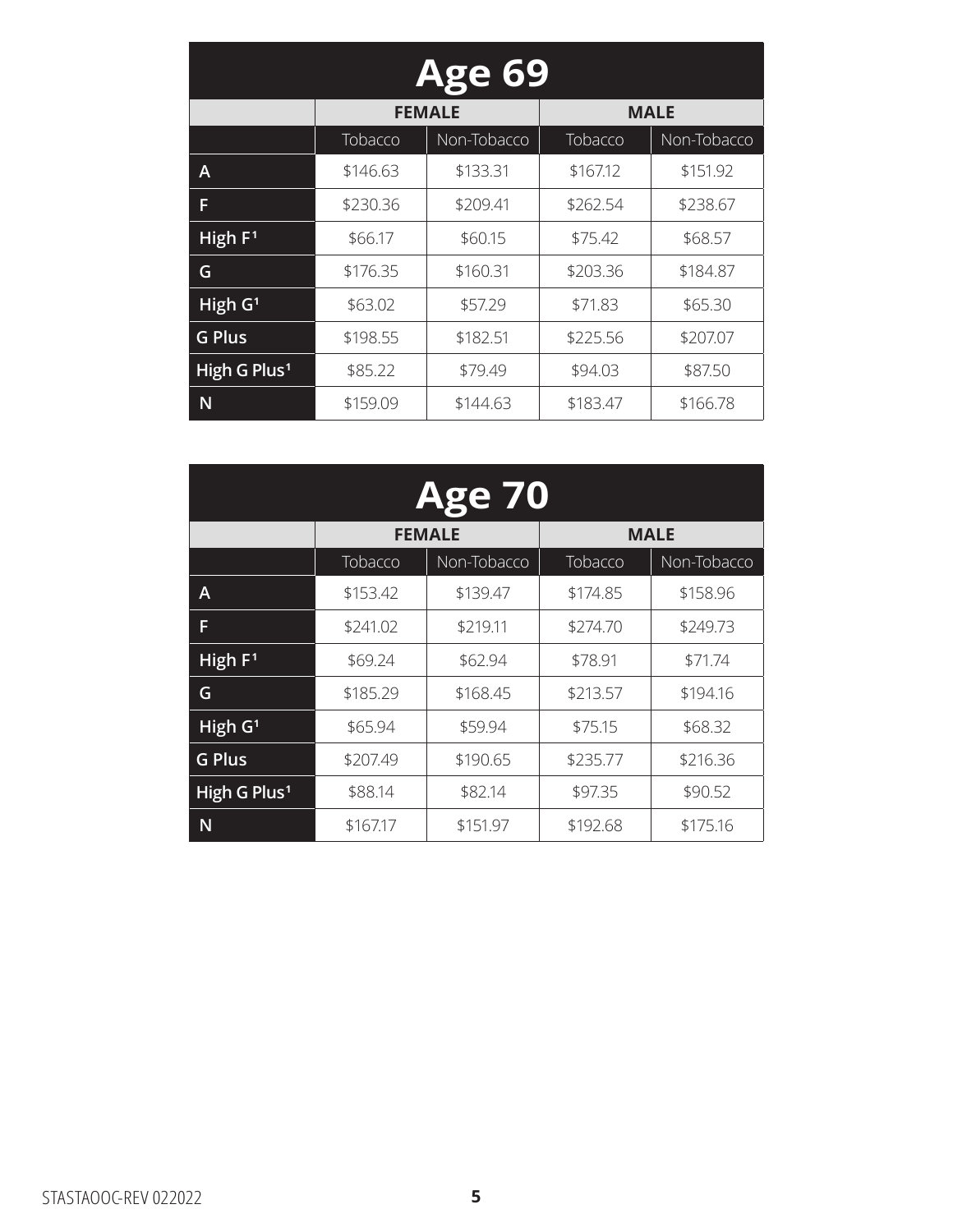## Age 69

| | FEMALE | | MALE | |
|---|---|---|---|---|
| | Tobacco | Non-Tobacco | Tobacco | Non-Tobacco |
| A | $146.63 | $133.31 | $167.12 | $151.92 |
| F | $230.36 | $209.41 | $262.54 | $238.67 |
| High F[1] | $66.17 | $60.15 | $75.42 | $68.57 |
| G | $176.35 | $160.31 | $203.36 | $184.87 |
| High G[1] | $63.02 | $57.29 | $71.83 | $65.30 |
| G Plus | $198.55 | $182.51 | $225.56 | $207.07 |
| High G Plus[1] | $85.22 | $79.49 | $94.03 | $87.50 |
| N | $159.09 | $144.63 | $183.47 | $166.78 |

## Age 70

| | FEMALE | | MALE | |
|---|---|---|---|---|
| | Tobacco | Non-Tobacco | Tobacco | Non-Tobacco |
| A | $153.42 | $139.47 | $174.85 | $158.96 |
| F | $241.02 | $219.11 | $274.70 | $249.73 |
| High F[1] | $69.24 | $62.94 | $78.91 | $71.74 |
| G | $185.29 | $168.45 | $213.57 | $194.16 |
| High G[1] | $65.94 | $59.94 | $75.15 | $68.32 |
| G Plus | $207.49 | $190.65 | $235.77 | $216.36 |
| High G Plus[1] | $88.14 | $82.14 | $97.35 | $90.52 |
| N | $167.17 | $151.97 | $192.68 | $175.16 |

STASTAOOC-REV 022022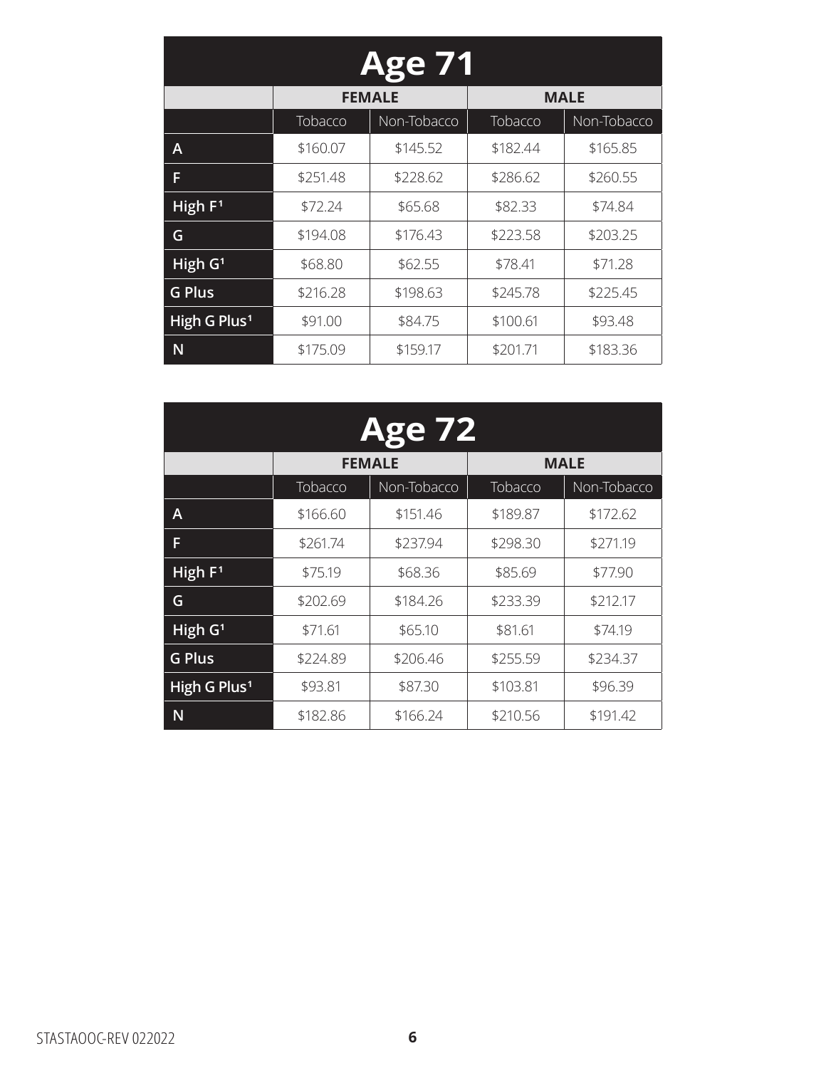## Age 71

| | FEMALE | | MALE | |
|---|---|---|---|---|
| | Tobacco | Non-Tobacco | Tobacco | Non-Tobacco |
| A | $160.07 | $145.52 | $182.44 | $165.85 |
| F | $251.48 | $228.62 | $286.62 | $260.55 |
| High F[1] | $72.24 | $65.68 | $82.33 | $74.84 |
| G | $194.08 | $176.43 | $223.58 | $203.25 |
| High G[1] | $68.80 | $62.55 | $78.41 | $71.28 |
| G Plus | $216.28 | $198.63 | $245.78 | $225.45 |
| High G Plus[1] | $91.00 | $84.75 | $100.61 | $93.48 |
| N | $175.09 | $159.17 | $201.71 | $183.36 |

## Age 72

| | FEMALE | | MALE | |
|---|---|---|---|---|
| | Tobacco | Non-Tobacco | Tobacco | Non-Tobacco |
| A | $166.60 | $151.46 | $189.87 | $172.62 |
| F | $261.74 | $237.94 | $298.30 | $271.19 |
| High F[1] | $75.19 | $68.36 | $85.69 | $77.90 |
| G | $202.69 | $184.26 | $233.39 | $212.17 |
| High G[1] | $71.61 | $65.10 | $81.61 | $74.19 |
| G Plus | $224.89 | $206.46 | $255.59 | $234.37 |
| High G Plus[1] | $93.81 | $87.30 | $103.81 | $96.39 |
| N | $182.86 | $166.24 | $210.56 | $191.42 |

STASTAOOC-REV 022022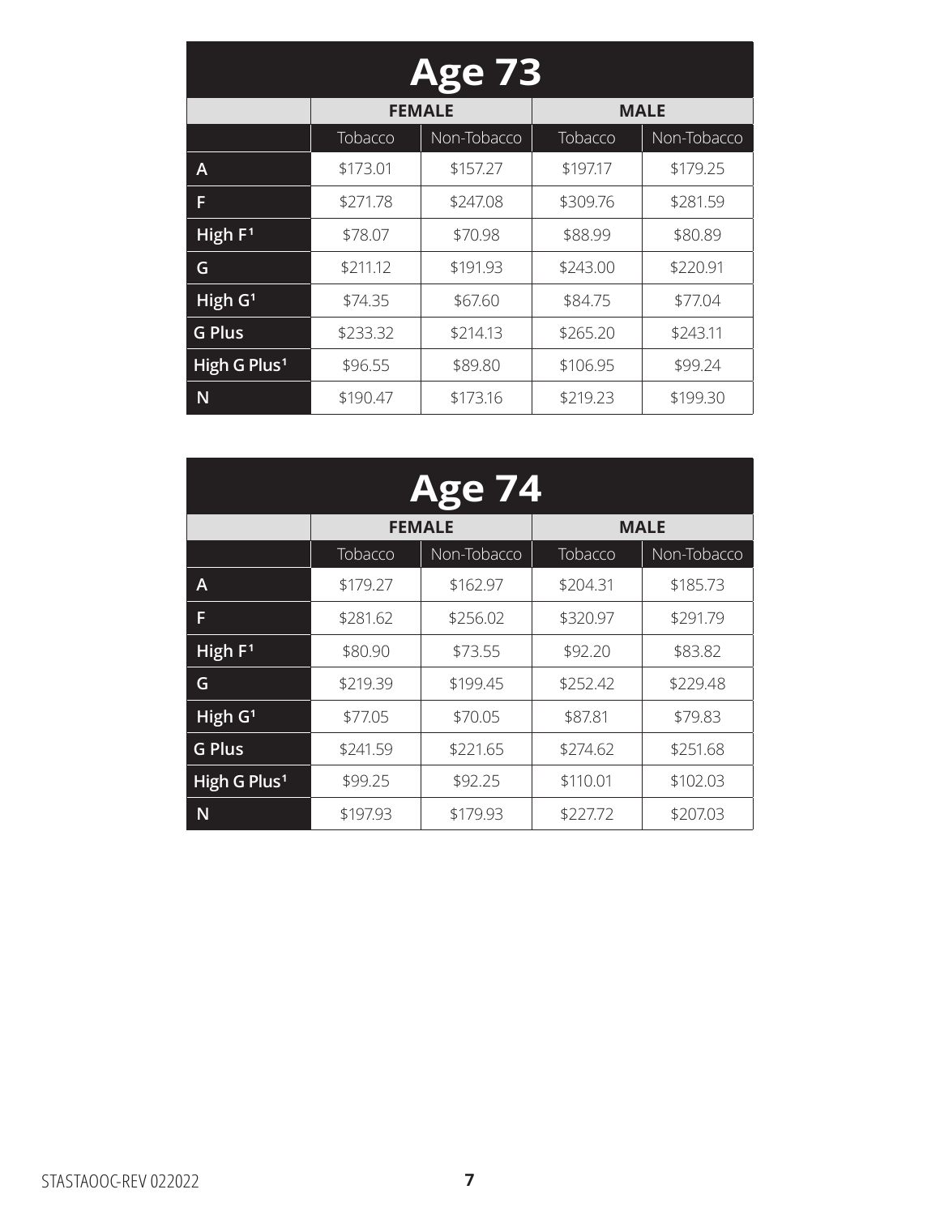## Age 73

| | FEMALE | | MALE | |
|---|---|---|---|---|
| | Tobacco | Non-Tobacco | Tobacco | Non-Tobacco |
| A | $173.01 | $157.27 | $197.17 | $179.25 |
| F | $271.78 | $247.08 | $309.76 | $281.59 |
| High F[1] | $78.07 | $70.98 | $88.99 | $80.89 |
| G | $211.12 | $191.93 | $243.00 | $220.91 |
| High G[1] | $74.35 | $67.60 | $84.75 | $77.04 |
| G Plus | $233.32 | $214.13 | $265.20 | $243.11 |
| High G Plus[1] | $96.55 | $89.80 | $106.95 | $99.24 |
| N | $190.47 | $173.16 | $219.23 | $199.30 |

## Age 74

| | FEMALE | | MALE | |
|---|---|---|---|---|
| | Tobacco | Non-Tobacco | Tobacco | Non-Tobacco |
| A | $179.27 | $162.97 | $204.31 | $185.73 |
| F | $281.62 | $256.02 | $320.97 | $291.79 |
| High F[1] | $80.90 | $73.55 | $92.20 | $83.82 |
| G | $219.39 | $199.45 | $252.42 | $229.48 |
| High G[1] | $77.05 | $70.05 | $87.81 | $79.83 |
| G Plus | $241.59 | $221.65 | $274.62 | $251.68 |
| High G Plus[1] | $99.25 | $92.25 | $110.01 | $102.03 |
| N | $197.93 | $179.93 | $227.72 | $207.03 |

STASTAOOC-REV 022022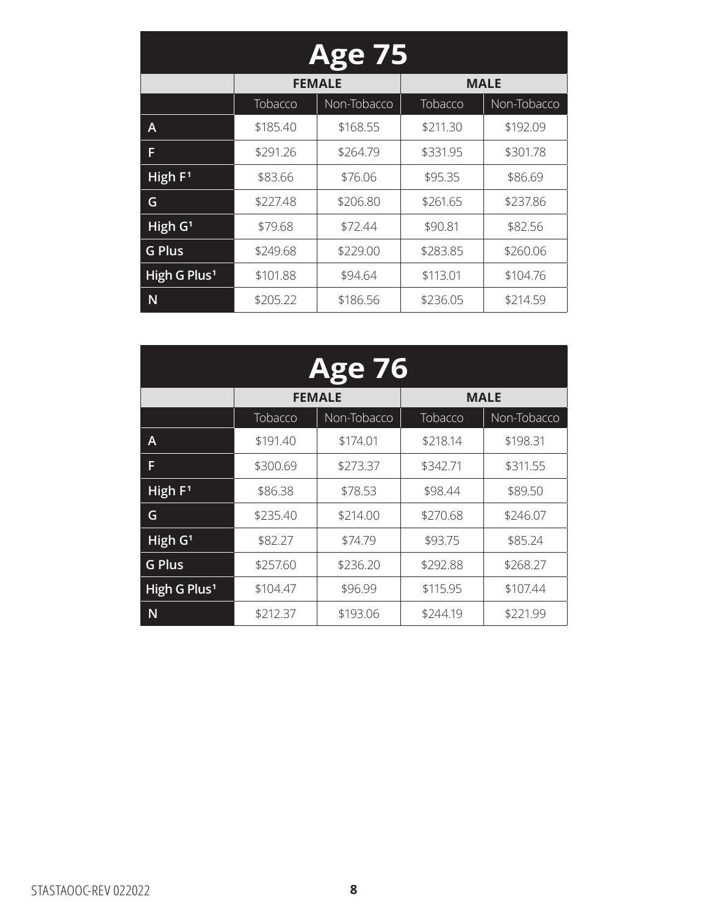## Age 75

| | FEMALE | | MALE | |
|---|---|---|---|---|
| | Tobacco | Non-Tobacco | Tobacco | Non-Tobacco |
| A | $185.40 | $168.55 | $211.30 | $192.09 |
| F | $291.26 | $264.79 | $331.95 | $301.78 |
| High F[1] | $83.66 | $76.06 | $95.35 | $86.69 |
| G | $227.48 | $206.80 | $261.65 | $237.86 |
| High G[1] | $79.68 | $72.44 | $90.81 | $82.56 |
| G Plus | $249.68 | $229.00 | $283.85 | $260.06 |
| High G Plus[1] | $101.88 | $94.64 | $113.01 | $104.76 |
| N | $205.22 | $186.56 | $236.05 | $214.59 |

## Age 76

| | FEMALE | | MALE | |
|---|---|---|---|---|
| | Tobacco | Non-Tobacco | Tobacco | Non-Tobacco |
| A | $191.40 | $174.01 | $218.14 | $198.31 |
| F | $300.69 | $273.37 | $342.71 | $311.55 |
| High F[1] | $86.38 | $78.53 | $98.44 | $89.50 |
| G | $235.40 | $214.00 | $270.68 | $246.07 |
| High G[1] | $82.27 | $74.79 | $93.75 | $85.24 |
| G Plus | $257.60 | $236.20 | $292.88 | $268.27 |
| High G Plus[1] | $104.47 | $96.99 | $115.95 | $107.44 |
| N | $212.37 | $193.06 | $244.19 | $221.99 |

STASTAOOC-REV 022022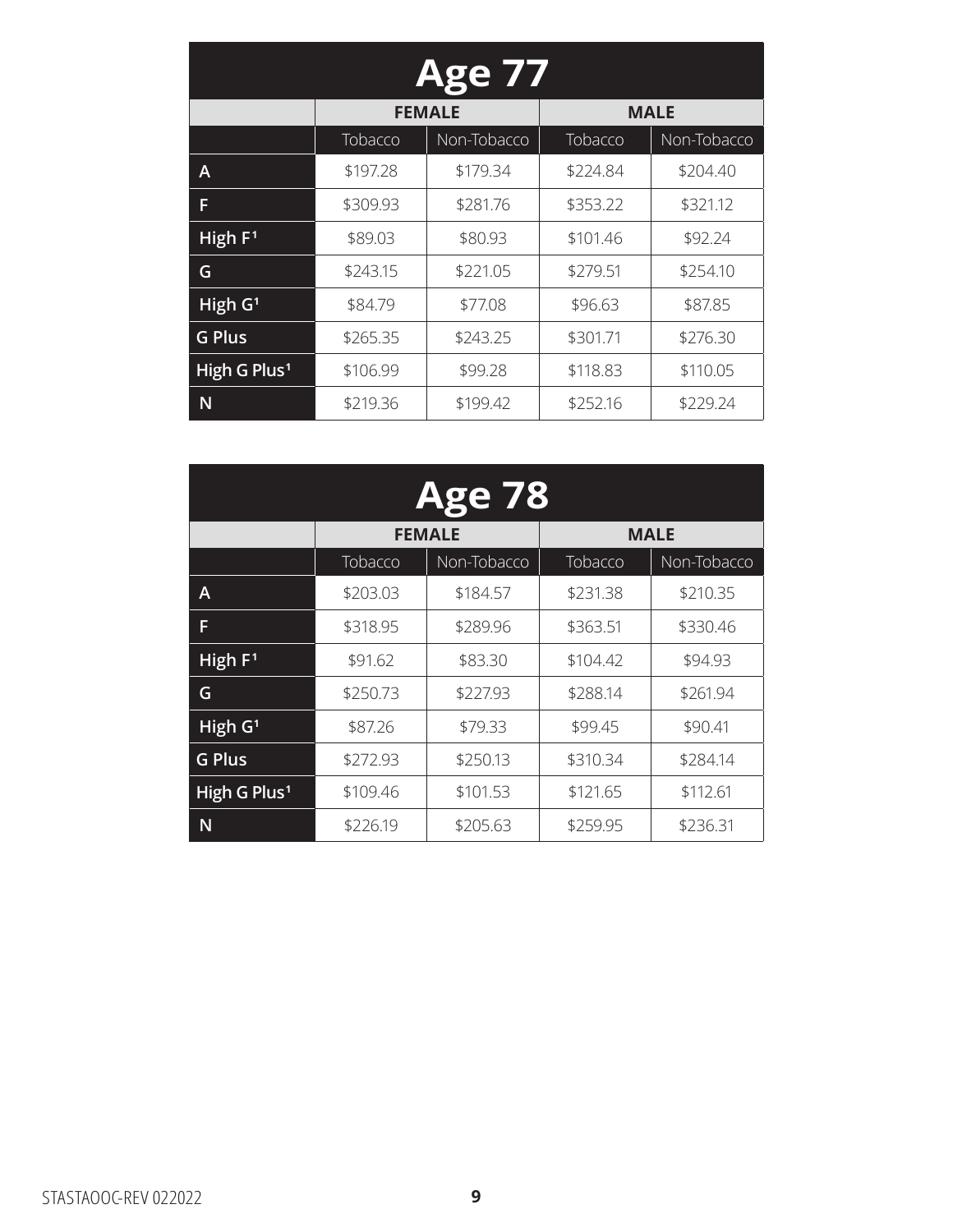| Age 77 | | | | |
|---|---|---|---|---|
| | FEMALE | | MALE | |
| | Tobacco | Non-Tobacco | Tobacco | Non-Tobacco |
| A | $197.28 | $179.34 | $224.84 | $204.40 |
| F | $309.93 | $281.76 | $353.22 | $321.12 |
| High F[1] | $89.03 | $80.93 | $101.46 | $92.24 |
| G | $243.15 | $221.05 | $279.51 | $254.10 |
| High G[1] | $84.79 | $77.08 | $96.63 | $87.85 |
| G Plus | $265.35 | $243.25 | $301.71 | $276.30 |
| High G Plus[1] | $106.99 | $99.28 | $118.83 | $110.05 |
| N | $219.36 | $199.42 | $252.16 | $229.24 |

| Age 78 | | | | |
|---|---|---|---|---|
| | FEMALE | | MALE | |
| | Tobacco | Non-Tobacco | Tobacco | Non-Tobacco |
| A | $203.03 | $184.57 | $231.38 | $210.35 |
| F | $318.95 | $289.96 | $363.51 | $330.46 |
| High F[1] | $91.62 | $83.30 | $104.42 | $94.93 |
| G | $250.73 | $227.93 | $288.14 | $261.94 |
| High G[1] | $87.26 | $79.33 | $99.45 | $90.41 |
| G Plus | $272.93 | $250.13 | $310.34 | $284.14 |
| High G Plus[1] | $109.46 | $101.53 | $121.65 | $112.61 |
| N | $226.19 | $205.63 | $259.95 | $236.31 |

STASTAOOC-REV 022022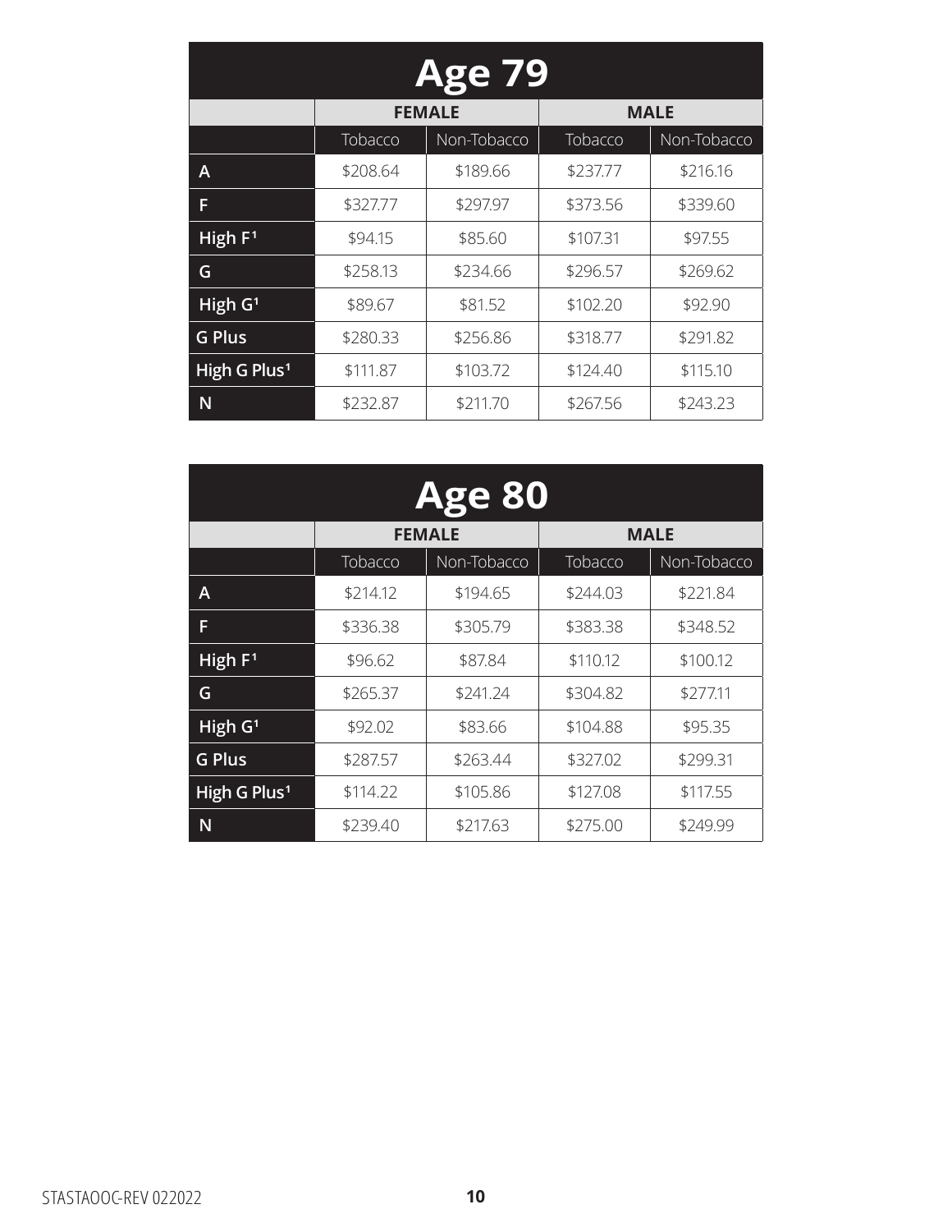## Age 79

| | FEMALE | | MALE | |
|---|---|---|---|---|
| | Tobacco | Non-Tobacco | Tobacco | Non-Tobacco |
| A | $208.64 | $189.66 | $237.77 | $216.16 |
| F | $327.77 | $297.97 | $373.56 | $339.60 |
| High F[1] | $94.15 | $85.60 | $107.31 | $97.55 |
| G | $258.13 | $234.66 | $296.57 | $269.62 |
| High G[1] | $89.67 | $81.52 | $102.20 | $92.90 |
| G Plus | $280.33 | $256.86 | $318.77 | $291.82 |
| High G Plus[1] | $111.87 | $103.72 | $124.40 | $115.10 |
| N | $232.87 | $211.70 | $267.56 | $243.23 |

## Age 80

| | FEMALE | | MALE | |
|---|---|---|---|---|
| | Tobacco | Non-Tobacco | Tobacco | Non-Tobacco |
| A | $214.12 | $194.65 | $244.03 | $221.84 |
| F | $336.38 | $305.79 | $383.38 | $348.52 |
| High F[1] | $96.62 | $87.84 | $110.12 | $100.12 |
| G | $265.37 | $241.24 | $304.82 | $277.11 |
| High G[1] | $92.02 | $83.66 | $104.88 | $95.35 |
| G Plus | $287.57 | $263.44 | $327.02 | $299.31 |
| High G Plus[1] | $114.22 | $105.86 | $127.08 | $117.55 |
| N | $239.40 | $217.63 | $275.00 | $249.99 |

STASTAOOC-REV 022022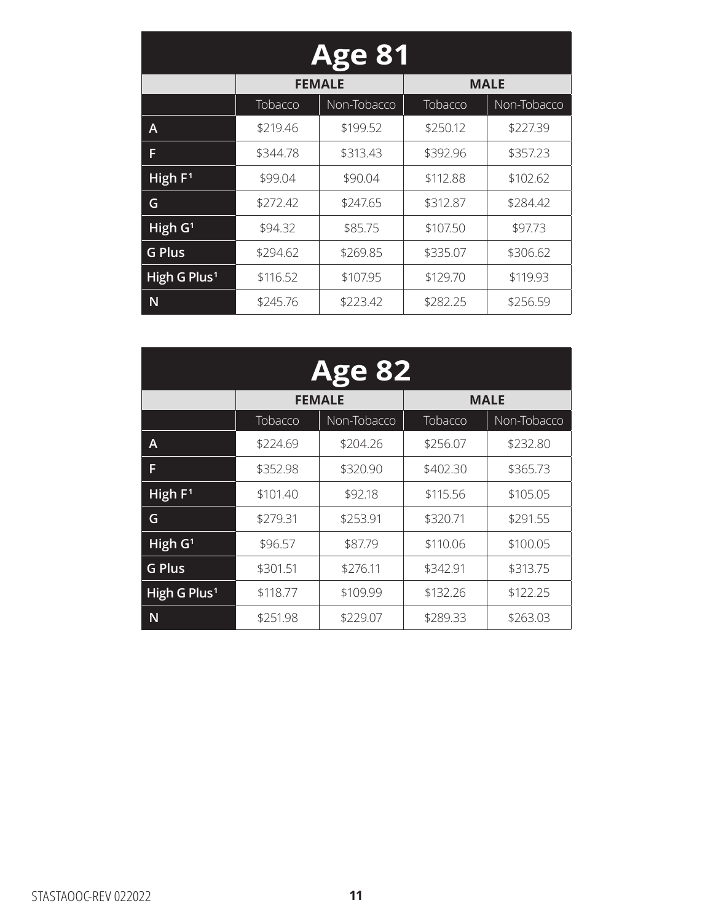## Age 81

| | FEMALE | | MALE | |
|---|---|---|---|---|
| | Tobacco | Non-Tobacco | Tobacco | Non-Tobacco |
| A | $219.46 | $199.52 | $250.12 | $227.39 |
| F | $344.78 | $313.43 | $392.96 | $357.23 |
| High F[1] | $99.04 | $90.04 | $112.88 | $102.62 |
| G | $272.42 | $247.65 | $312.87 | $284.42 |
| High G[1] | $94.32 | $85.75 | $107.50 | $97.73 |
| G Plus | $294.62 | $269.85 | $335.07 | $306.62 |
| High G Plus[1] | $116.52 | $107.95 | $129.70 | $119.93 |
| N | $245.76 | $223.42 | $282.25 | $256.59 |

## Age 82

| | FEMALE | | MALE | |
|---|---|---|---|---|
| | Tobacco | Non-Tobacco | Tobacco | Non-Tobacco |
| A | $224.69 | $204.26 | $256.07 | $232.80 |
| F | $352.98 | $320.90 | $402.30 | $365.73 |
| High F[1] | $101.40 | $92.18 | $115.56 | $105.05 |
| G | $279.31 | $253.91 | $320.71 | $291.55 |
| High G[1] | $96.57 | $87.79 | $110.06 | $100.05 |
| G Plus | $301.51 | $276.11 | $342.91 | $313.75 |
| High G Plus[1] | $118.77 | $109.99 | $132.26 | $122.25 |
| N | $251.98 | $229.07 | $289.33 | $263.03 |

STASTAOOC-REV 022022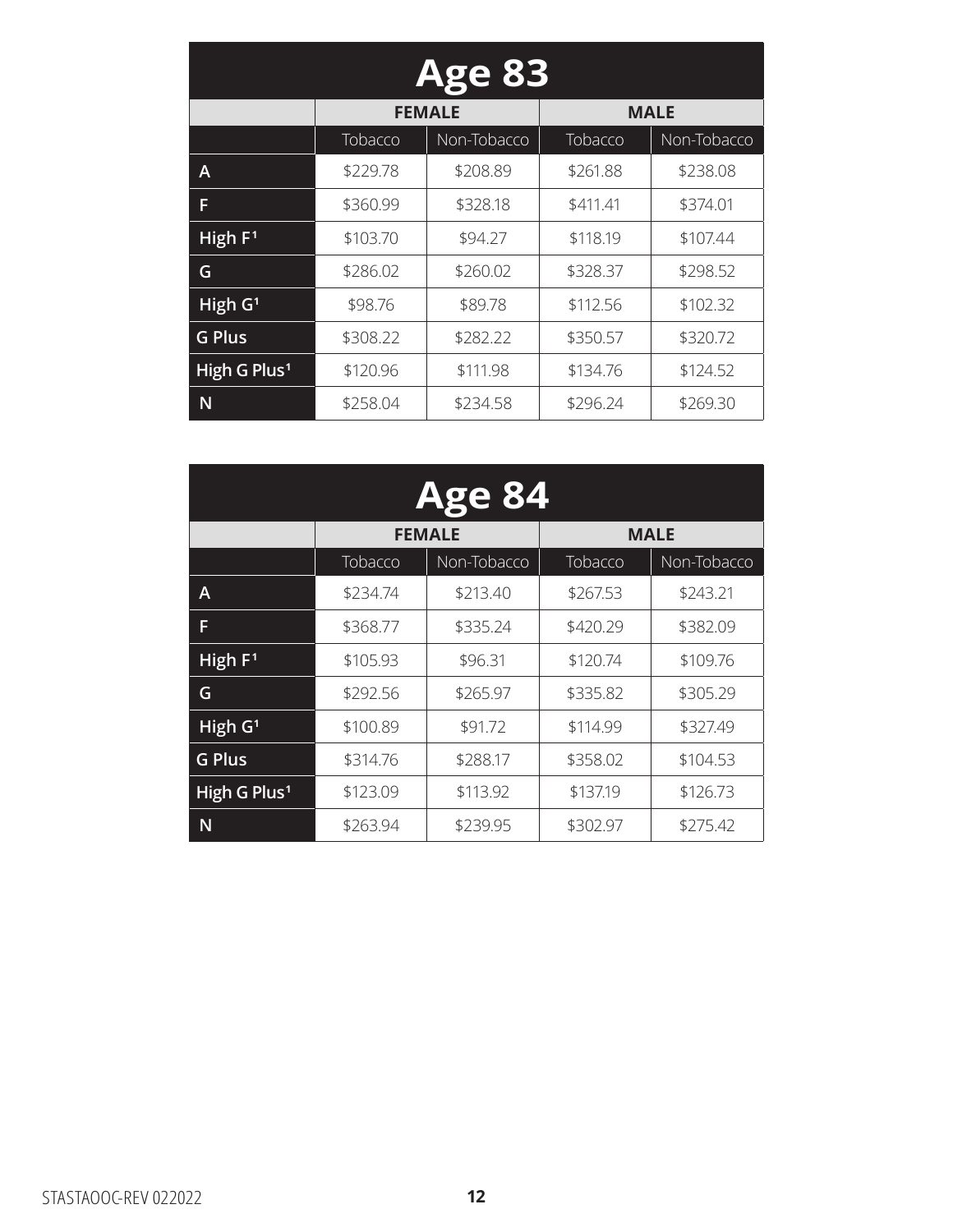| Age 83 | | | | |
|---|---|---|---|---|
| | FEMALE | | MALE | |
| | Tobacco | Non-Tobacco | Tobacco | Non-Tobacco |
| A | $229.78 | $208.89 | $261.88 | $238.08 |
| F | $360.99 | $328.18 | $411.41 | $374.01 |
| High F[1] | $103.70 | $94.27 | $118.19 | $107.44 |
| G | $286.02 | $260.02 | $328.37 | $298.52 |
| High G[1] | $98.76 | $89.78 | $112.56 | $102.32 |
| G Plus | $308.22 | $282.22 | $350.57 | $320.72 |
| High G Plus[1] | $120.96 | $111.98 | $134.76 | $124.52 |
| N | $258.04 | $234.58 | $296.24 | $269.30 |

| Age 84 | | | | |
|---|---|---|---|---|
| | FEMALE | | MALE | |
| | Tobacco | Non-Tobacco | Tobacco | Non-Tobacco |
| A | $234.74 | $213.40 | $267.53 | $243.21 |
| F | $368.77 | $335.24 | $420.29 | $382.09 |
| High F[1] | $105.93 | $96.31 | $120.74 | $109.76 |
| G | $292.56 | $265.97 | $335.82 | $305.29 |
| High G[1] | $100.89 | $91.72 | $114.99 | $327.49 |
| G Plus | $314.76 | $288.17 | $358.02 | $104.53 |
| High G Plus[1] | $123.09 | $113.92 | $137.19 | $126.73 |
| N | $263.94 | $239.95 | $302.97 | $275.42 |

STASTAOOC-REV 022022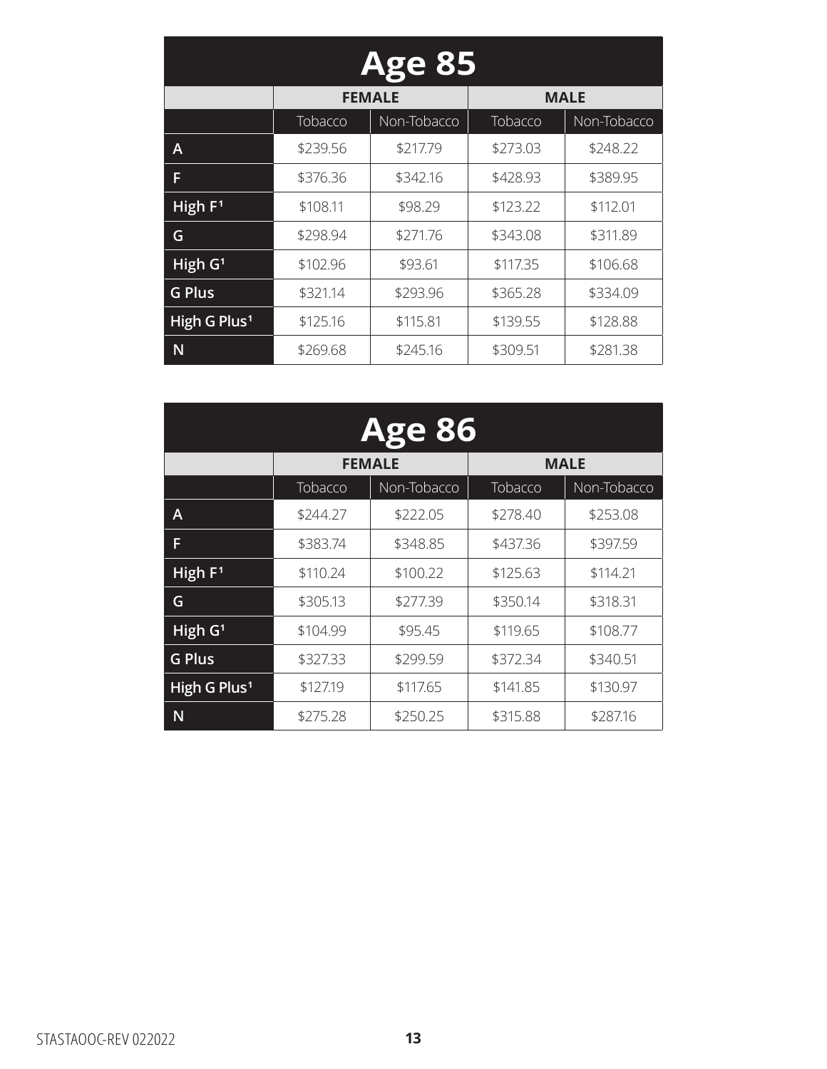## Age 85

| | FEMALE | | MALE | |
|---|---|---|---|---|
| | Tobacco | Non-Tobacco | Tobacco | Non-Tobacco |
| A | $239.56 | $217.79 | $273.03 | $248.22 |
| F | $376.36 | $342.16 | $428.93 | $389.95 |
| High F[1] | $108.11 | $98.29 | $123.22 | $112.01 |
| G | $298.94 | $271.76 | $343.08 | $311.89 |
| High G[1] | $102.96 | $93.61 | $117.35 | $106.68 |
| G Plus | $321.14 | $293.96 | $365.28 | $334.09 |
| High G Plus[1] | $125.16 | $115.81 | $139.55 | $128.88 |
| N | $269.68 | $245.16 | $309.51 | $281.38 |

## Age 86

| | FEMALE | | MALE | |
|---|---|---|---|---|
| | Tobacco | Non-Tobacco | Tobacco | Non-Tobacco |
| A | $244.27 | $222.05 | $278.40 | $253.08 |
| F | $383.74 | $348.85 | $437.36 | $397.59 |
| High F[1] | $110.24 | $100.22 | $125.63 | $114.21 |
| G | $305.13 | $277.39 | $350.14 | $318.31 |
| High G[1] | $104.99 | $95.45 | $119.65 | $108.77 |
| G Plus | $327.33 | $299.59 | $372.34 | $340.51 |
| High G Plus[1] | $127.19 | $117.65 | $141.85 | $130.97 |
| N | $275.28 | $250.25 | $315.88 | $287.16 |

STASTAOOC-REV 022022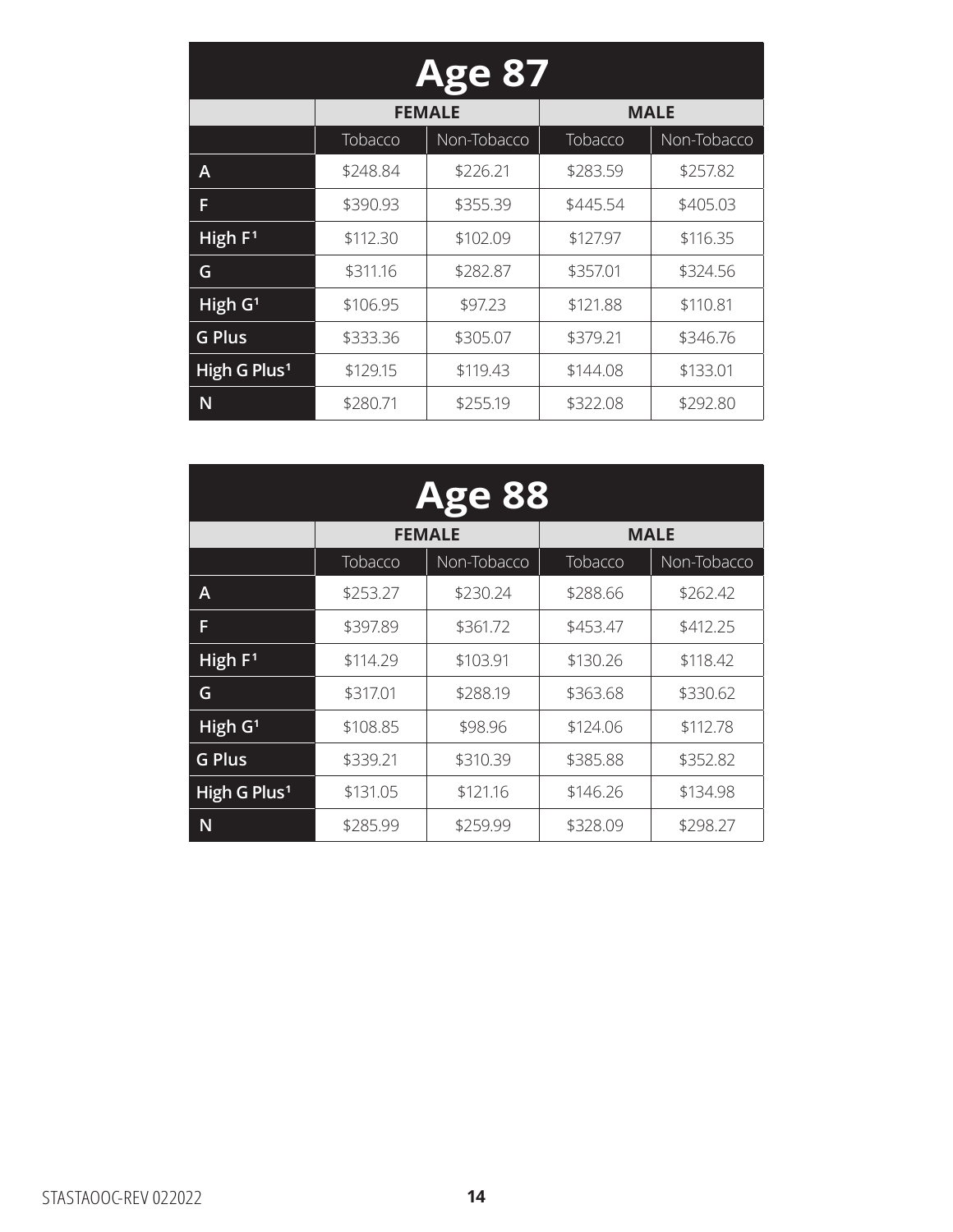## Age 87

| | FEMALE | | MALE | |
|---|---|---|---|---|
| | Tobacco | Non-Tobacco | Tobacco | Non-Tobacco |
| A | $248.84 | $226.21 | $283.59 | $257.82 |
| F | $390.93 | $355.39 | $445.54 | $405.03 |
| High F[1] | $112.30 | $102.09 | $127.97 | $116.35 |
| G | $311.16 | $282.87 | $357.01 | $324.56 |
| High G[1] | $106.95 | $97.23 | $121.88 | $110.81 |
| G Plus | $333.36 | $305.07 | $379.21 | $346.76 |
| High G Plus[1] | $129.15 | $119.43 | $144.08 | $133.01 |
| N | $280.71 | $255.19 | $322.08 | $292.80 |

## Age 88

| | FEMALE | | MALE | |
|---|---|---|---|---|
| | Tobacco | Non-Tobacco | Tobacco | Non-Tobacco |
| A | $253.27 | $230.24 | $288.66 | $262.42 |
| F | $397.89 | $361.72 | $453.47 | $412.25 |
| High F[1] | $114.29 | $103.91 | $130.26 | $118.42 |
| G | $317.01 | $288.19 | $363.68 | $330.62 |
| High G[1] | $108.85 | $98.96 | $124.06 | $112.78 |
| G Plus | $339.21 | $310.39 | $385.88 | $352.82 |
| High G Plus[1] | $131.05 | $121.16 | $146.26 | $134.98 |
| N | $285.99 | $259.99 | $328.09 | $298.27 |

STASTAOOC-REV 022022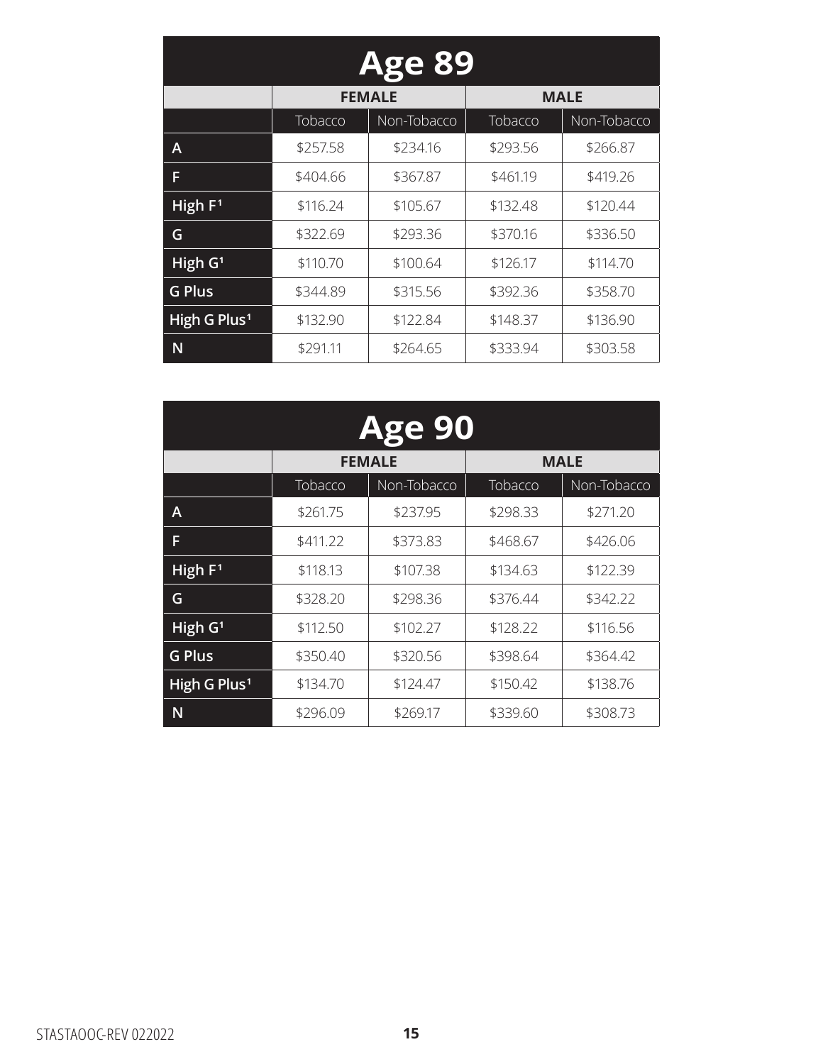## Age 89

| | FEMALE | | MALE | |
|---|---|---|---|---|
| | Tobacco | Non-Tobacco | Tobacco | Non-Tobacco |
| A | $257.58 | $234.16 | $293.56 | $266.87 |
| F | $404.66 | $367.87 | $461.19 | $419.26 |
| High F[1] | $116.24 | $105.67 | $132.48 | $120.44 |
| G | $322.69 | $293.36 | $370.16 | $336.50 |
| High G[1] | $110.70 | $100.64 | $126.17 | $114.70 |
| G Plus | $344.89 | $315.56 | $392.36 | $358.70 |
| High G Plus[1] | $132.90 | $122.84 | $148.37 | $136.90 |
| N | $291.11 | $264.65 | $333.94 | $303.58 |

## Age 90

| | FEMALE | | MALE | |
|---|---|---|---|---|
| | Tobacco | Non-Tobacco | Tobacco | Non-Tobacco |
| A | $261.75 | $237.95 | $298.33 | $271.20 |
| F | $411.22 | $373.83 | $468.67 | $426.06 |
| High F[1] | $118.13 | $107.38 | $134.63 | $122.39 |
| G | $328.20 | $298.36 | $376.44 | $342.22 |
| High G[1] | $112.50 | $102.27 | $128.22 | $116.56 |
| G Plus | $350.40 | $320.56 | $398.64 | $364.42 |
| High G Plus[1] | $134.70 | $124.47 | $150.42 | $138.76 |
| N | $296.09 | $269.17 | $339.60 | $308.73 |

STASTAOOC-REV 022022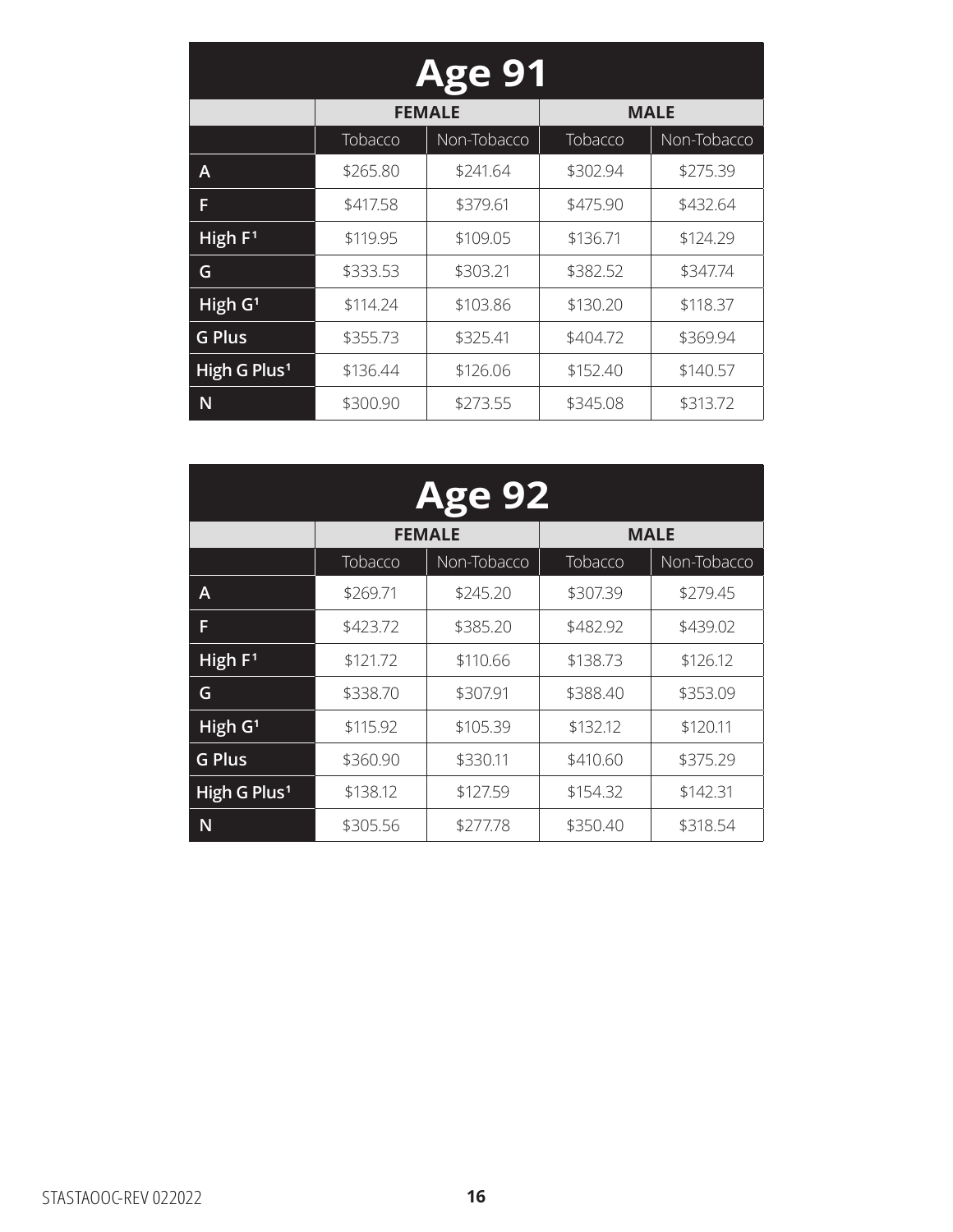## Age 91

| | FEMALE | | MALE | |
|---|---|---|---|---|
| | Tobacco | Non-Tobacco | Tobacco | Non-Tobacco |
| A | $265.80 | $241.64 | $302.94 | $275.39 |
| F | $417.58 | $379.61 | $475.90 | $432.64 |
| High F[1] | $119.95 | $109.05 | $136.71 | $124.29 |
| G | $333.53 | $303.21 | $382.52 | $347.74 |
| High G[1] | $114.24 | $103.86 | $130.20 | $118.37 |
| G Plus | $355.73 | $325.41 | $404.72 | $369.94 |
| High G Plus[1] | $136.44 | $126.06 | $152.40 | $140.57 |
| N | $300.90 | $273.55 | $345.08 | $313.72 |

## Age 92

| | FEMALE | | MALE | |
|---|---|---|---|---|
| | Tobacco | Non-Tobacco | Tobacco | Non-Tobacco |
| A | $269.71 | $245.20 | $307.39 | $279.45 |
| F | $423.72 | $385.20 | $482.92 | $439.02 |
| High F[1] | $121.72 | $110.66 | $138.73 | $126.12 |
| G | $338.70 | $307.91 | $388.40 | $353.09 |
| High G[1] | $115.92 | $105.39 | $132.12 | $120.11 |
| G Plus | $360.90 | $330.11 | $410.60 | $375.29 |
| High G Plus[1] | $138.12 | $127.59 | $154.32 | $142.31 |
| N | $305.56 | $277.78 | $350.40 | $318.54 |

STASTAOOC-REV 022022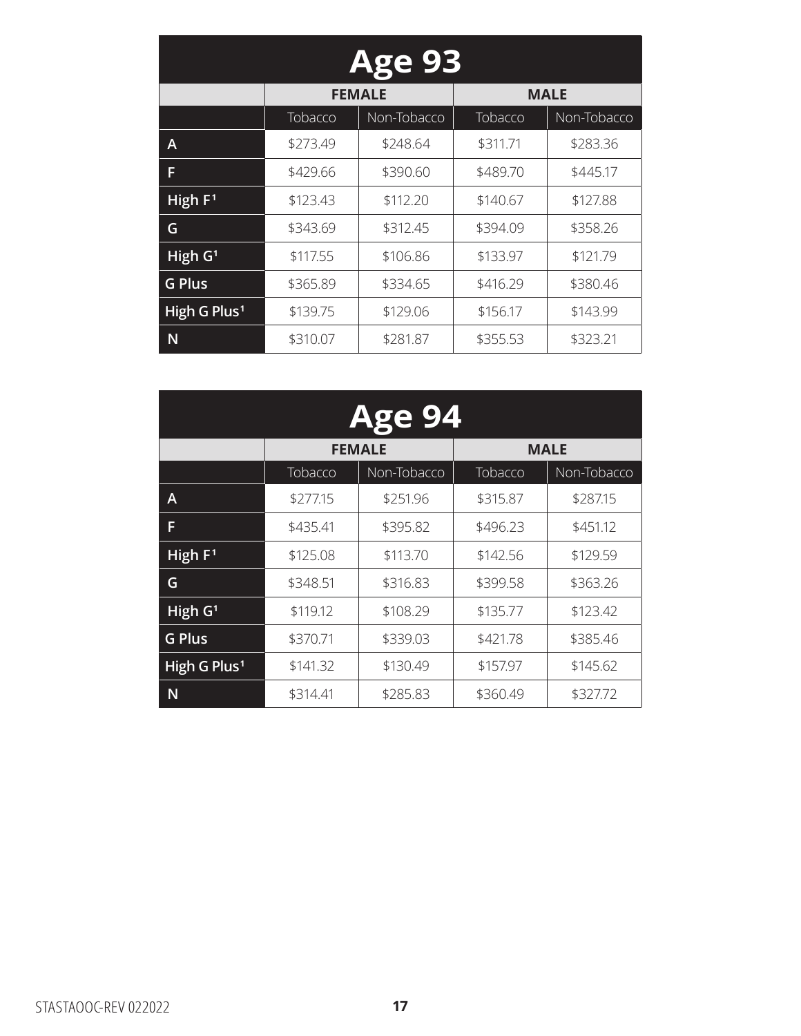## Age 93

| | FEMALE | | MALE | |
|---|---|---|---|---|
| | Tobacco | Non-Tobacco | Tobacco | Non-Tobacco |
| A | $273.49 | $248.64 | $311.71 | $283.36 |
| F | $429.66 | $390.60 | $489.70 | $445.17 |
| High F[1] | $123.43 | $112.20 | $140.67 | $127.88 |
| G | $343.69 | $312.45 | $394.09 | $358.26 |
| High G[1] | $117.55 | $106.86 | $133.97 | $121.79 |
| G Plus | $365.89 | $334.65 | $416.29 | $380.46 |
| High G Plus[1] | $139.75 | $129.06 | $156.17 | $143.99 |
| N | $310.07 | $281.87 | $355.53 | $323.21 |

## Age 94

| | FEMALE | | MALE | |
|---|---|---|---|---|
| | Tobacco | Non-Tobacco | Tobacco | Non-Tobacco |
| A | $277.15 | $251.96 | $315.87 | $287.15 |
| F | $435.41 | $395.82 | $496.23 | $451.12 |
| High F[1] | $125.08 | $113.70 | $142.56 | $129.59 |
| G | $348.51 | $316.83 | $399.58 | $363.26 |
| High G[1] | $119.12 | $108.29 | $135.77 | $123.42 |
| G Plus | $370.71 | $339.03 | $421.78 | $385.46 |
| High G Plus[1] | $141.32 | $130.49 | $157.97 | $145.62 |
| N | $314.41 | $285.83 | $360.49 | $327.72 |

STASTAOOC-REV 022022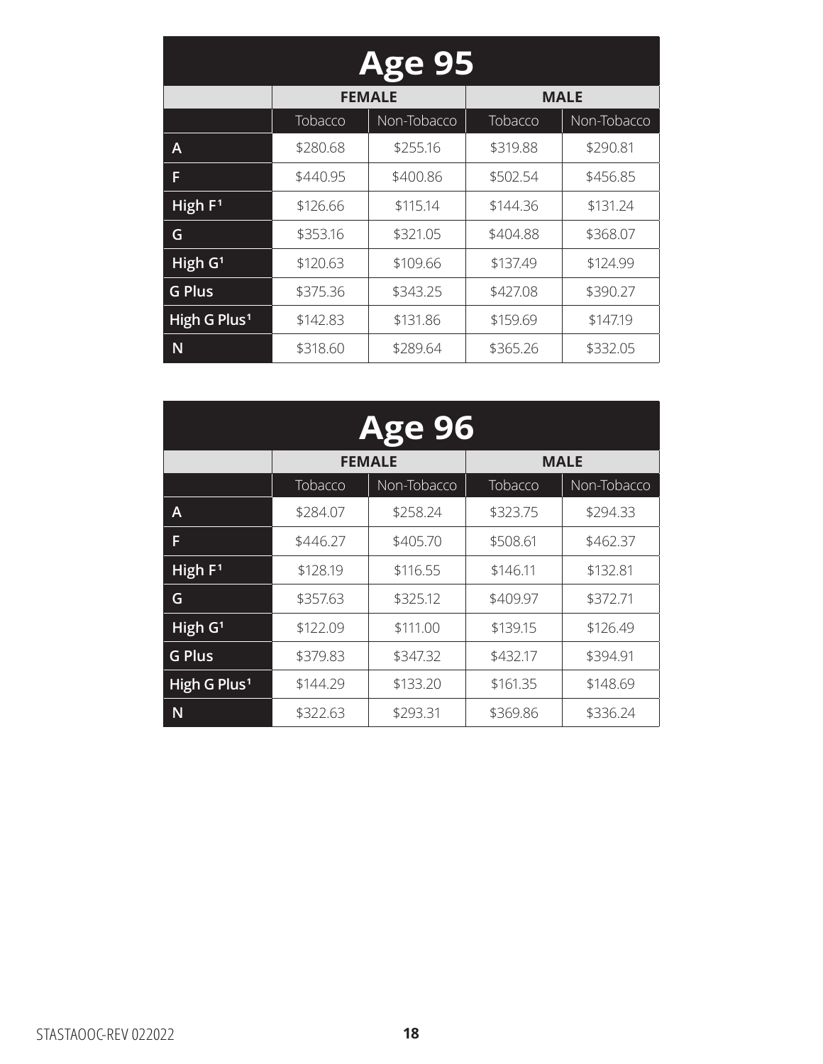## Age 95

| | FEMALE | | MALE | |
|---|---|---|---|---|
| | Tobacco | Non-Tobacco | Tobacco | Non-Tobacco |
| A | $280.68 | $255.16 | $319.88 | $290.81 |
| F | $440.95 | $400.86 | $502.54 | $456.85 |
| High F[1] | $126.66 | $115.14 | $144.36 | $131.24 |
| G | $353.16 | $321.05 | $404.88 | $368.07 |
| High G[1] | $120.63 | $109.66 | $137.49 | $124.99 |
| G Plus | $375.36 | $343.25 | $427.08 | $390.27 |
| High G Plus[1] | $142.83 | $131.86 | $159.69 | $147.19 |
| N | $318.60 | $289.64 | $365.26 | $332.05 |

## Age 96

| | FEMALE | | MALE | |
|---|---|---|---|---|
| | Tobacco | Non-Tobacco | Tobacco | Non-Tobacco |
| A | $284.07 | $258.24 | $323.75 | $294.33 |
| F | $446.27 | $405.70 | $508.61 | $462.37 |
| High F[1] | $128.19 | $116.55 | $146.11 | $132.81 |
| G | $357.63 | $325.12 | $409.97 | $372.71 |
| High G[1] | $122.09 | $111.00 | $139.15 | $126.49 |
| G Plus | $379.83 | $347.32 | $432.17 | $394.91 |
| High G Plus[1] | $144.29 | $133.20 | $161.35 | $148.69 |
| N | $322.63 | $293.31 | $369.86 | $336.24 |

STASTAOOC-REV 022022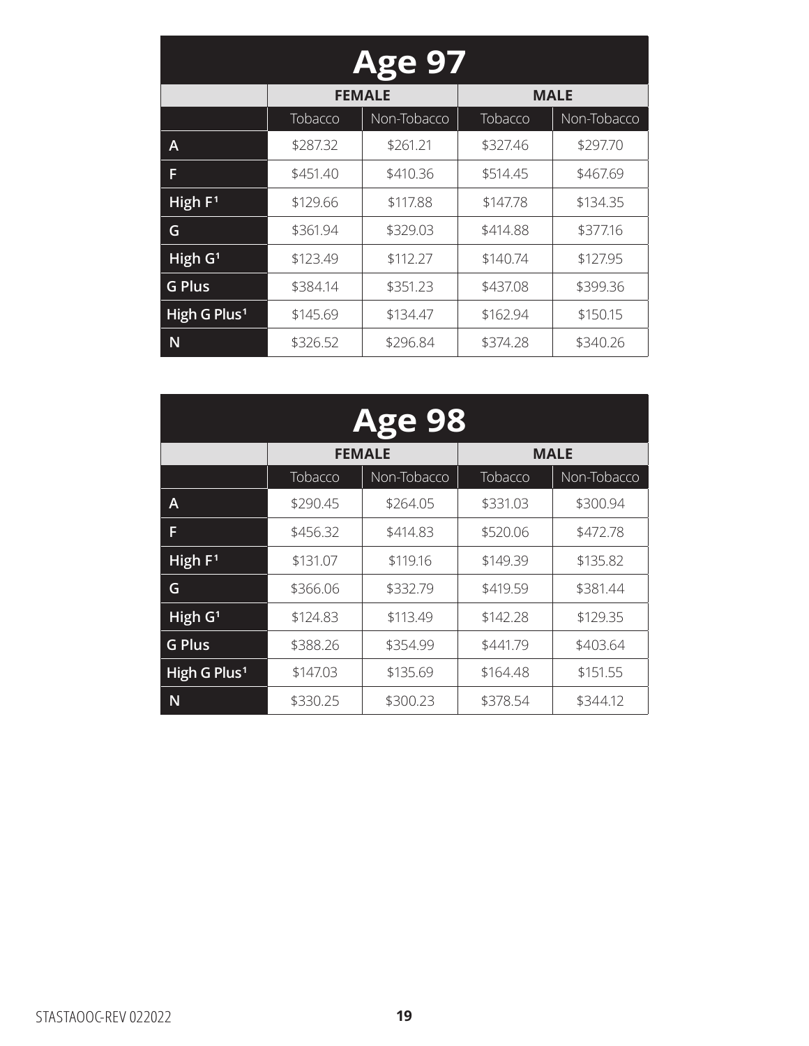## Age 97

| | FEMALE | | MALE | |
|---|---|---|---|---|
| | Tobacco | Non-Tobacco | Tobacco | Non-Tobacco |
| A | $287.32 | $261.21 | $327.46 | $297.70 |
| F | $451.40 | $410.36 | $514.45 | $467.69 |
| High F[1] | $129.66 | $117.88 | $147.78 | $134.35 |
| G | $361.94 | $329.03 | $414.88 | $377.16 |
| High G[1] | $123.49 | $112.27 | $140.74 | $127.95 |
| G Plus | $384.14 | $351.23 | $437.08 | $399.36 |
| High G Plus[1] | $145.69 | $134.47 | $162.94 | $150.15 |
| N | $326.52 | $296.84 | $374.28 | $340.26 |

## Age 98

| | FEMALE | | MALE | |
|---|---|---|---|---|
| | Tobacco | Non-Tobacco | Tobacco | Non-Tobacco |
| A | $290.45 | $264.05 | $331.03 | $300.94 |
| F | $456.32 | $414.83 | $520.06 | $472.78 |
| High F[1] | $131.07 | $119.16 | $149.39 | $135.82 |
| G | $366.06 | $332.79 | $419.59 | $381.44 |
| High G[1] | $124.83 | $113.49 | $142.28 | $129.35 |
| G Plus | $388.26 | $354.99 | $441.79 | $403.64 |
| High G Plus[1] | $147.03 | $135.69 | $164.48 | $151.55 |
| N | $330.25 | $300.23 | $378.54 | $344.12 |

STASTAOOC-REV 022022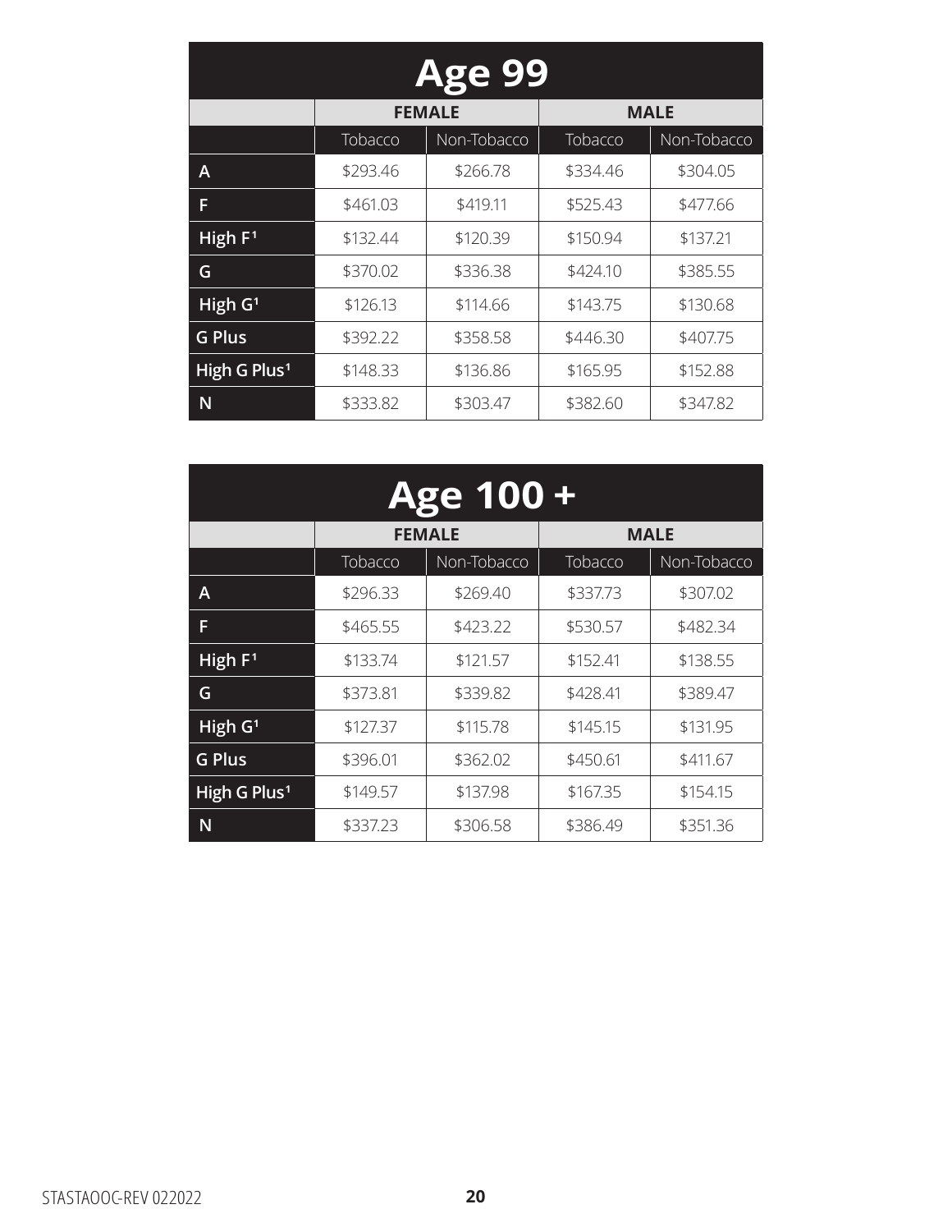## Age 99

| | FEMALE | | MALE | |
|---|---|---|---|---|
| | Tobacco | Non-Tobacco | Tobacco | Non-Tobacco |
| A | $293.46 | $266.78 | $334.46 | $304.05 |
| F | $461.03 | $419.11 | $525.43 | $477.66 |
| High F[1] | $132.44 | $120.39 | $150.94 | $137.21 |
| G | $370.02 | $336.38 | $424.10 | $385.55 |
| High G[1] | $126.13 | $114.66 | $143.75 | $130.68 |
| G Plus | $392.22 | $358.58 | $446.30 | $407.75 |
| High G Plus[1] | $148.33 | $136.86 | $165.95 | $152.88 |
| N | $333.82 | $303.47 | $382.60 | $347.82 |

## Age 100 +

| | FEMALE | | MALE | |
|---|---|---|---|---|
| | Tobacco | Non-Tobacco | Tobacco | Non-Tobacco |
| A | $296.33 | $269.40 | $337.73 | $307.02 |
| F | $465.55 | $423.22 | $530.57 | $482.34 |
| High F[1] | $133.74 | $121.57 | $152.41 | $138.55 |
| G | $373.81 | $339.82 | $428.41 | $389.47 |
| High G[1] | $127.37 | $115.78 | $145.15 | $131.95 |
| G Plus | $396.01 | $362.02 | $450.61 | $411.67 |
| High G Plus[1] | $149.57 | $137.98 | $167.35 | $154.15 |
| N | $337.23 | $306.58 | $386.49 | $351.36 |

STASTAOOC-REV 022022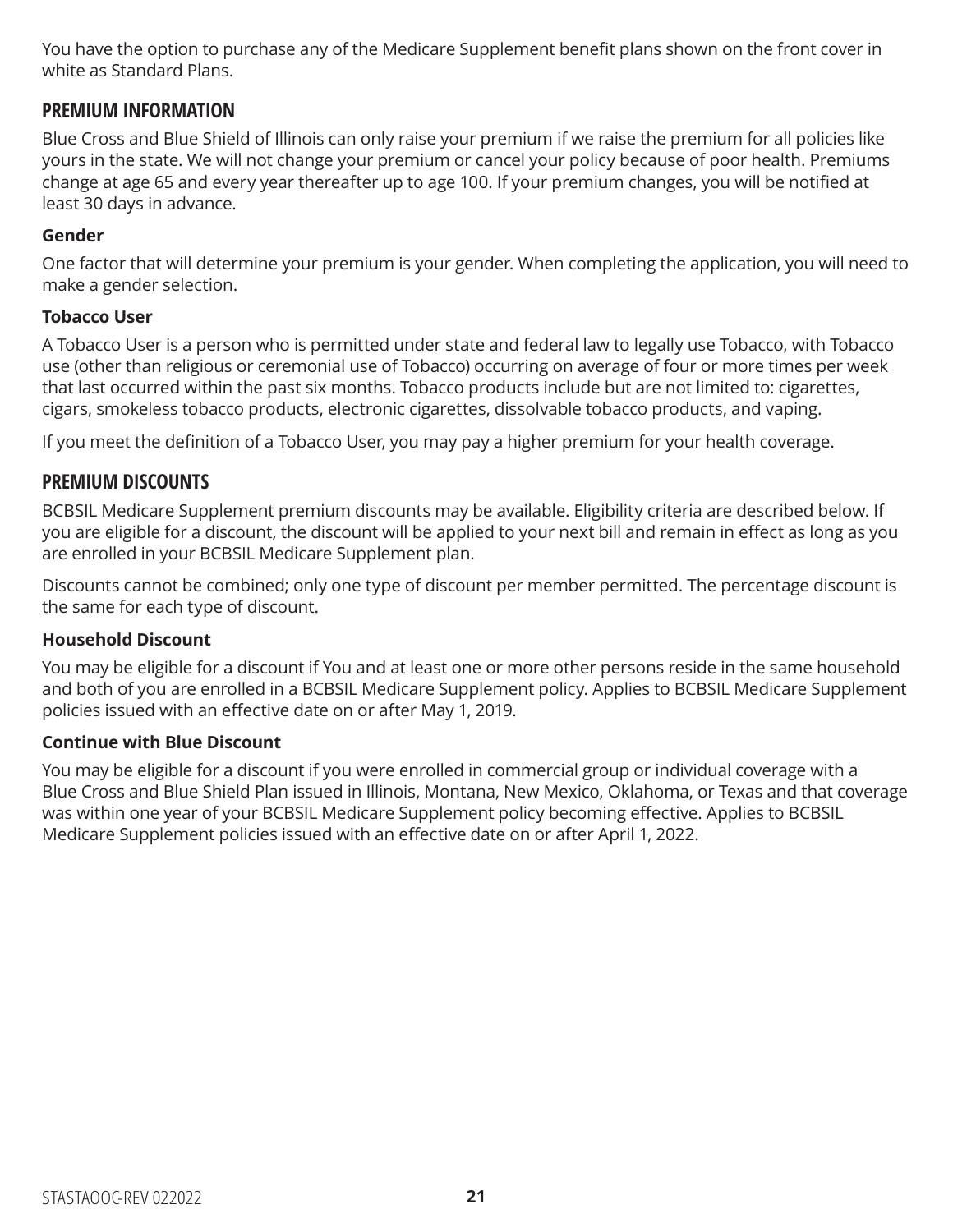You have the option to purchase any of the Medicare Supplement benefit plans shown on the front cover in white as Standard Plans.

## PREMIUM INFORMATION

Blue Cross and Blue Shield of Illinois can only raise your premium if we raise the premium for all policies like yours in the state. We will not change your premium or cancel your policy because of poor health. Premiums change at age 65 and every year thereafter up to age 100. If your premium changes, you will be notified at least 30 days in advance.

**Gender**

One factor that will determine your premium is your gender. When completing the application, you will need to make a gender selection.

**Tobacco User**

A Tobacco User is a person who is permitted under state and federal law to legally use Tobacco, with Tobacco use (other than religious or ceremonial use of Tobacco) occurring on average of four or more times per week that last occurred within the past six months. Tobacco products include but are not limited to: cigarettes, cigars, smokeless tobacco products, electronic cigarettes, dissolvable tobacco products, and vaping.

If you meet the definition of a Tobacco User, you may pay a higher premium for your health coverage.

## PREMIUM DISCOUNTS

BCBSIL Medicare Supplement premium discounts may be available. Eligibility criteria are described below. If you are eligible for a discount, the discount will be applied to your next bill and remain in effect as long as you are enrolled in your BCBSIL Medicare Supplement plan.

Discounts cannot be combined; only one type of discount per member permitted. The percentage discount is the same for each type of discount.

**Household Discount**

You may be eligible for a discount if You and at least one or more other persons reside in the same household and both of you are enrolled in a BCBSIL Medicare Supplement policy. Applies to BCBSIL Medicare Supplement policies issued with an effective date on or after May 1, 2019.

**Continue with Blue Discount**

You may be eligible for a discount if you were enrolled in commercial group or individual coverage with a Blue Cross and Blue Shield Plan issued in Illinois, Montana, New Mexico, Oklahoma, or Texas and that coverage was within one year of your BCBSIL Medicare Supplement policy becoming effective. Applies to BCBSIL Medicare Supplement policies issued with an effective date on or after April 1, 2022.

STASTAOOC-REV 022022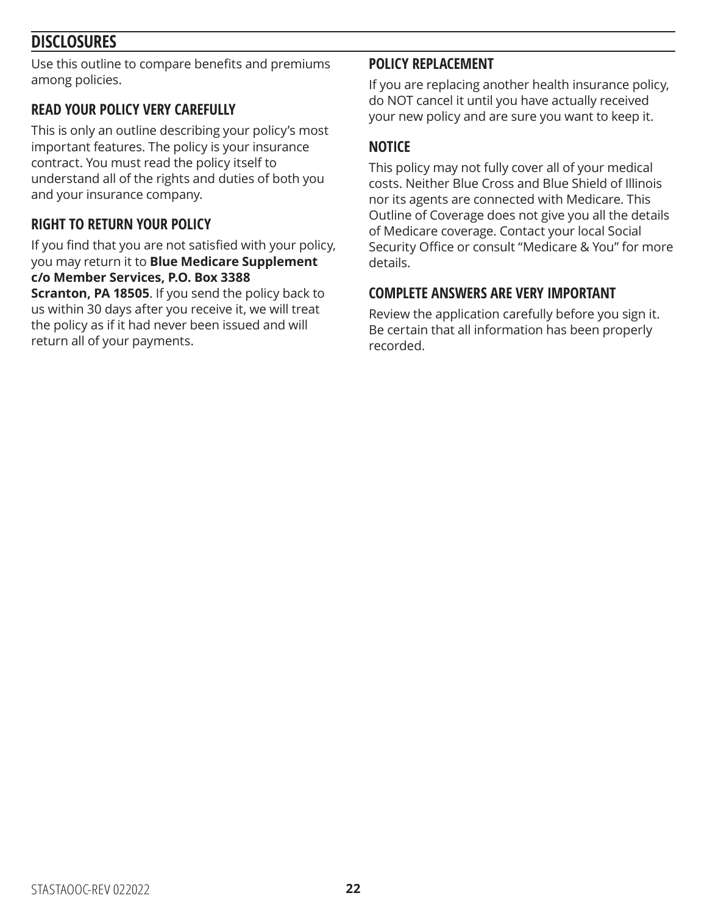## DISCLOSURES

Use this outline to compare benefits and premiums among policies.

### READ YOUR POLICY VERY CAREFULLY

This is only an outline describing your policy's most important features. The policy is your insurance contract. You must read the policy itself to understand all of the rights and duties of both you and your insurance company.

### RIGHT TO RETURN YOUR POLICY

If you find that you are not satisfied with your policy, you may return it to **Blue Medicare Supplement c/o Member Services, P.O. Box 3388 Scranton, PA 18505**. If you send the policy back to us within 30 days after you receive it, we will treat the policy as if it had never been issued and will return all of your payments.

### POLICY REPLACEMENT

If you are replacing another health insurance policy, do NOT cancel it until you have actually received your new policy and are sure you want to keep it.

### NOTICE

This policy may not fully cover all of your medical costs. Neither Blue Cross and Blue Shield of Illinois nor its agents are connected with Medicare. This Outline of Coverage does not give you all the details of Medicare coverage. Contact your local Social Security Office or consult "Medicare & You" for more details.

### COMPLETE ANSWERS ARE VERY IMPORTANT

Review the application carefully before you sign it. Be certain that all information has been properly recorded.

STASTAOOC-REV 022022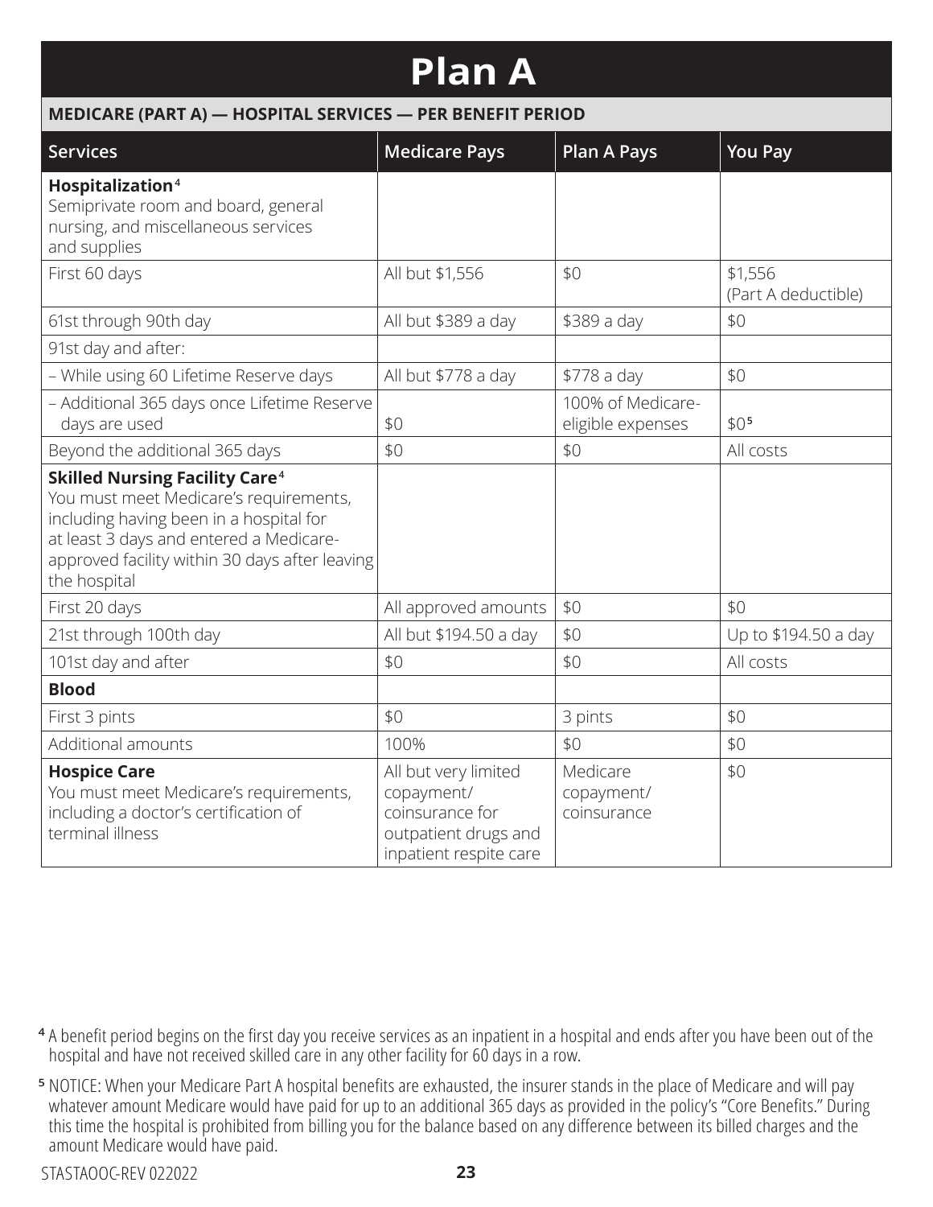# Plan A

| MEDICARE (PART A) — HOSPITAL SERVICES — PER BENEFIT PERIOD | | | |
|---|---|---|---|
| **Services** | **Medicare Pays** | **Plan A Pays** | **You Pay** |
| **Hospitalization**[4] Semiprivate room and board, general nursing, and miscellaneous services and supplies | | | |
| First 60 days | All but $1,556 | $0 | $1,556 (Part A deductible) |
| 61st through 90th day | All but $389 a day | $389 a day | $0 |
| 91st day and after: | | | |
| – While using 60 Lifetime Reserve days | All but $778 a day | $778 a day | $0 |
| – Additional 365 days once Lifetime Reserve days are used | $0 | 100% of Medicare-eligible expenses | $0[5] |
| Beyond the additional 365 days | $0 | $0 | All costs |
| **Skilled Nursing Facility Care**[4] You must meet Medicare's requirements, including having been in a hospital for at least 3 days and entered a Medicare-approved facility within 30 days after leaving the hospital | | | |
| First 20 days | All approved amounts | $0 | $0 |
| 21st through 100th day | All but $194.50 a day | $0 | Up to $194.50 a day |
| 101st day and after | $0 | $0 | All costs |
| **Blood** | | | |
| First 3 pints | $0 | 3 pints | $0 |
| Additional amounts | 100% | $0 | $0 |
| **Hospice Care** You must meet Medicare's requirements, including a doctor's certification of terminal illness | All but very limited copayment/coinsurance for outpatient drugs and inpatient respite care | Medicare copayment/coinsurance | $0 |

[4] A benefit period begins on the first day you receive services as an inpatient in a hospital and ends after you have been out of the hospital and have not received skilled care in any other facility for 60 days in a row.

[5] NOTICE: When your Medicare Part A hospital benefits are exhausted, the insurer stands in the place of Medicare and will pay whatever amount Medicare would have paid for up to an additional 365 days as provided in the policy's "Core Benefits." During this time the hospital is prohibited from billing you for the balance based on any difference between its billed charges and the amount Medicare would have paid.

STASTAOOC-REV 022022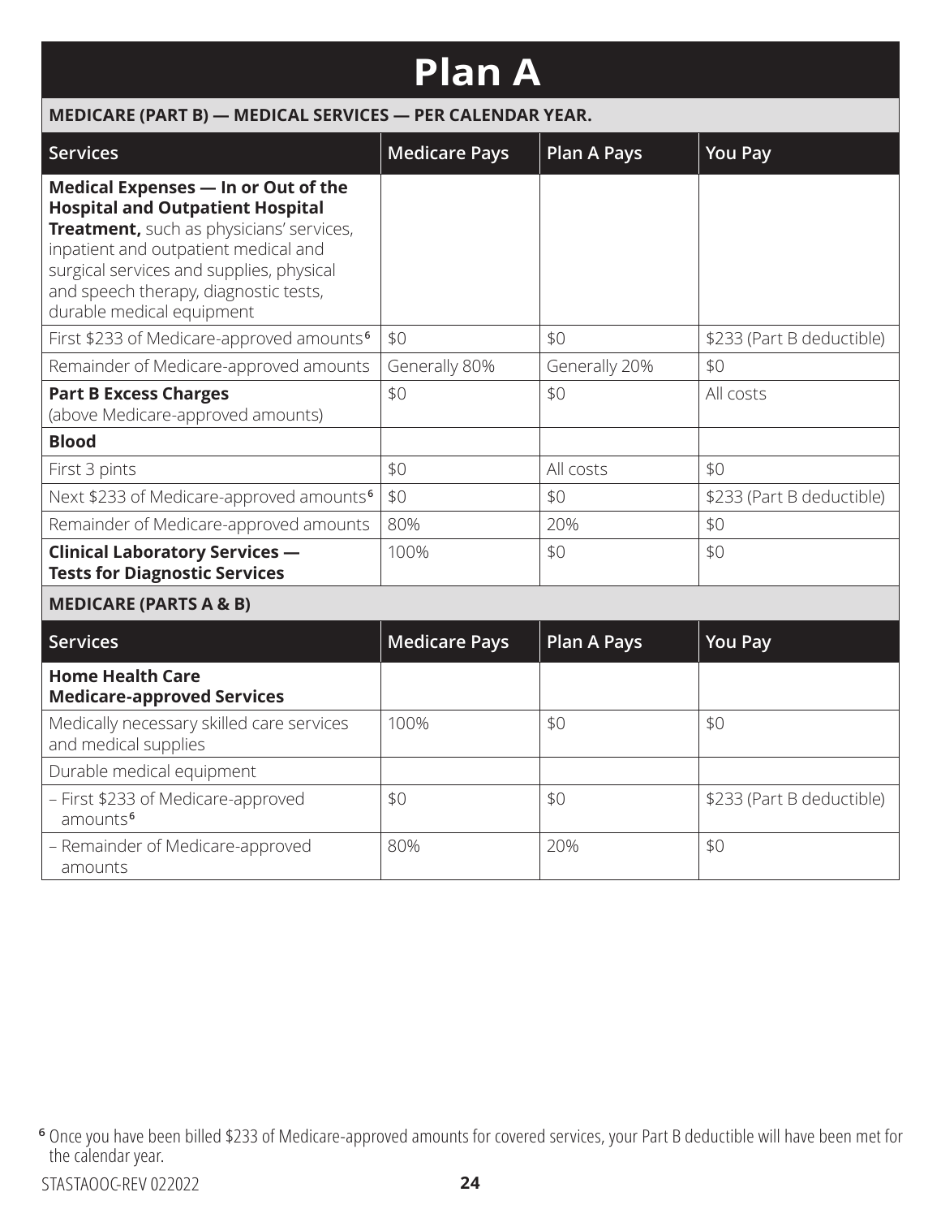# Plan A

**MEDICARE (PART B) — MEDICAL SERVICES — PER CALENDAR YEAR.**

| Services | Medicare Pays | Plan A Pays | You Pay |
|---|---|---|---|
| **Medical Expenses — In or Out of the Hospital and Outpatient Hospital Treatment,** such as physicians' services, inpatient and outpatient medical and surgical services and supplies, physical and speech therapy, diagnostic tests, durable medical equipment | | | |
| First $233 of Medicare-approved amounts[6] | $0 | $0 | $233 (Part B deductible) |
| Remainder of Medicare-approved amounts | Generally 80% | Generally 20% | $0 |
| **Part B Excess Charges** (above Medicare-approved amounts) | $0 | $0 | All costs |
| **Blood** | | | |
| First 3 pints | $0 | All costs | $0 |
| Next $233 of Medicare-approved amounts[6] | $0 | $0 | $233 (Part B deductible) |
| Remainder of Medicare-approved amounts | 80% | 20% | $0 |
| **Clinical Laboratory Services — Tests for Diagnostic Services** | 100% | $0 | $0 |

**MEDICARE (PARTS A & B)**

| Services | Medicare Pays | Plan A Pays | You Pay |
|---|---|---|---|
| **Home Health Care Medicare-approved Services** | | | |
| Medically necessary skilled care services and medical supplies | 100% | $0 | $0 |
| Durable medical equipment | | | |
| – First $233 of Medicare-approved amounts[6] | $0 | $0 | $233 (Part B deductible) |
| – Remainder of Medicare-approved amounts | 80% | 20% | $0 |

[6] Once you have been billed $233 of Medicare-approved amounts for covered services, your Part B deductible will have been met for the calendar year.

STASTAOOC-REV 022022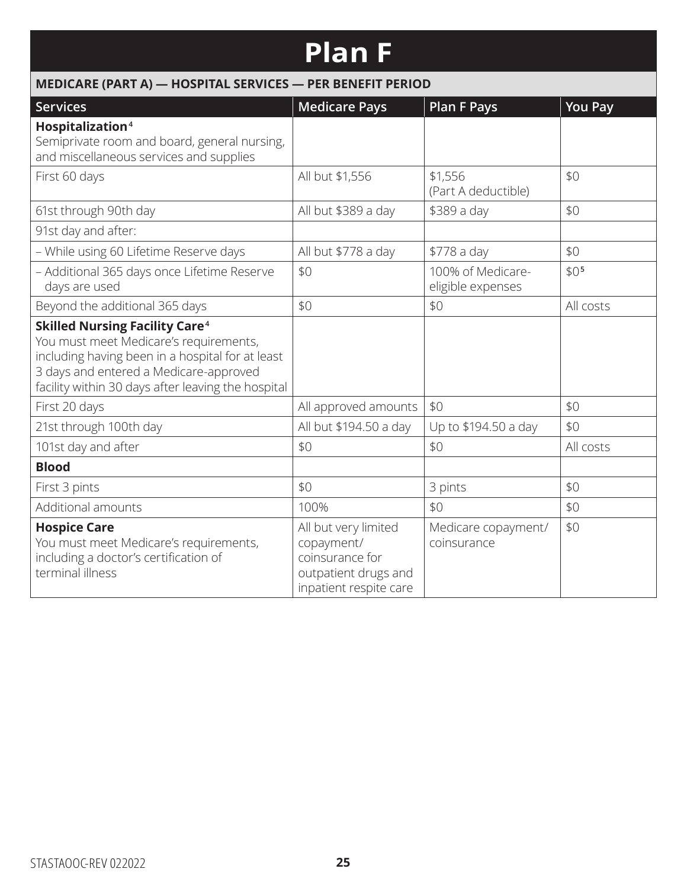# Plan F

| MEDICARE (PART A) — HOSPITAL SERVICES — PER BENEFIT PERIOD | | | |
|---|---|---|---|
| **Services** | **Medicare Pays** | **Plan F Pays** | **You Pay** |
| **Hospitalization**[4]<br>Semiprivate room and board, general nursing, and miscellaneous services and supplies | | | |
| First 60 days | All but $1,556 | $1,556<br>(Part A deductible) | $0 |
| 61st through 90th day | All but $389 a day | $389 a day | $0 |
| 91st day and after: | | | |
| – While using 60 Lifetime Reserve days | All but $778 a day | $778 a day | $0 |
| – Additional 365 days once Lifetime Reserve days are used | $0 | 100% of Medicare-eligible expenses | $0[5] |
| Beyond the additional 365 days | $0 | $0 | All costs |
| **Skilled Nursing Facility Care**[4]<br>You must meet Medicare's requirements, including having been in a hospital for at least 3 days and entered a Medicare-approved facility within 30 days after leaving the hospital | | | |
| First 20 days | All approved amounts | $0 | $0 |
| 21st through 100th day | All but $194.50 a day | Up to $194.50 a day | $0 |
| 101st day and after | $0 | $0 | All costs |
| **Blood** | | | |
| First 3 pints | $0 | 3 pints | $0 |
| Additional amounts | 100% | $0 | $0 |
| **Hospice Care**<br>You must meet Medicare's requirements, including a doctor's certification of terminal illness | All but very limited copayment/ coinsurance for outpatient drugs and inpatient respite care | Medicare copayment/ coinsurance | $0 |

STASTAOOC-REV 022022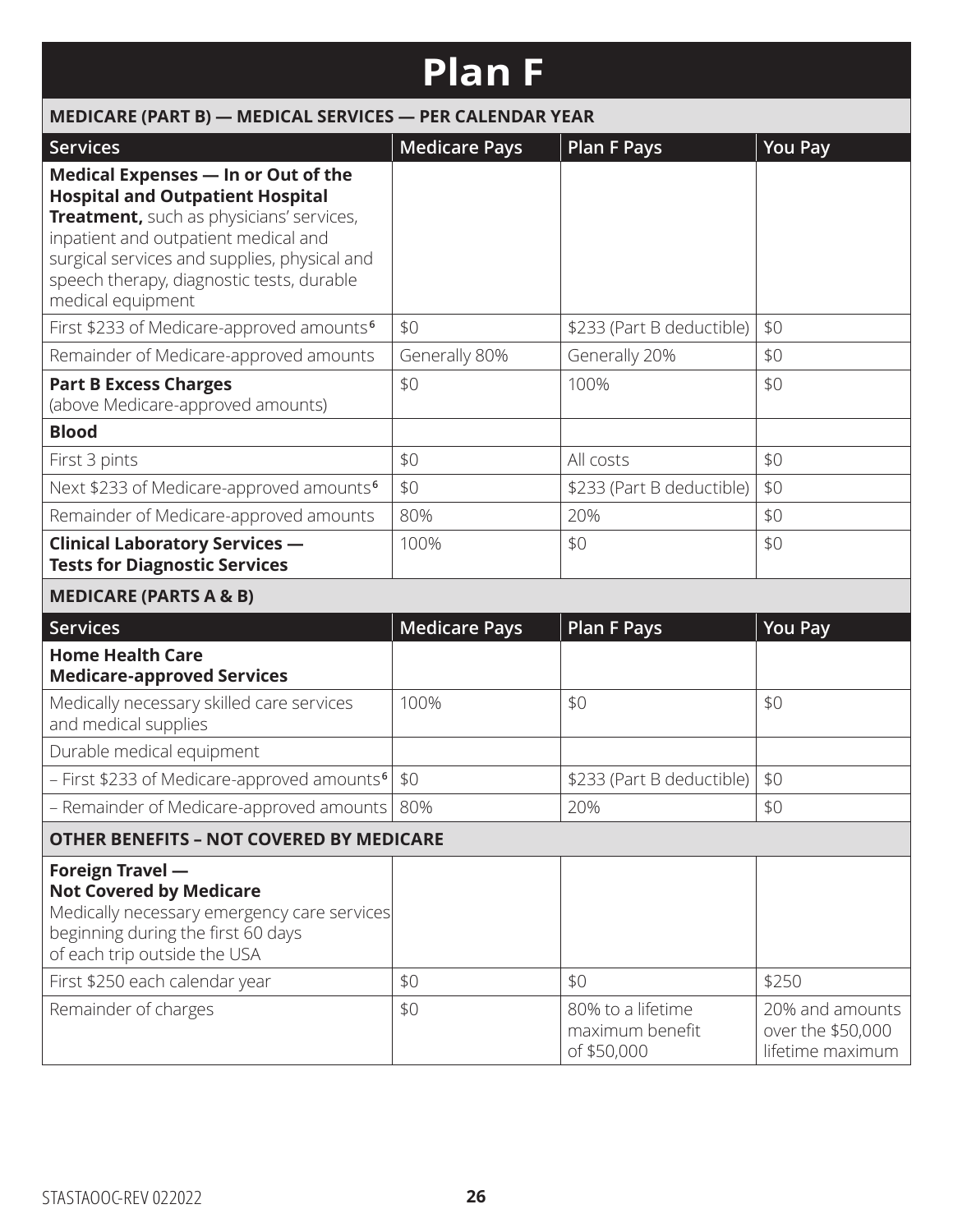# Plan F

## MEDICARE (PART B) — MEDICAL SERVICES — PER CALENDAR YEAR

| Services | Medicare Pays | Plan F Pays | You Pay |
|---|---|---|---|
| **Medical Expenses — In or Out of the Hospital and Outpatient Hospital Treatment,** such as physicians' services, inpatient and outpatient medical and surgical services and supplies, physical and speech therapy, diagnostic tests, durable medical equipment | | | |
| First $233 of Medicare-approved amounts[6] | $0 | $233 (Part B deductible) | $0 |
| Remainder of Medicare-approved amounts | Generally 80% | Generally 20% | $0 |
| **Part B Excess Charges** (above Medicare-approved amounts) | $0 | 100% | $0 |
| **Blood** | | | |
| First 3 pints | $0 | All costs | $0 |
| Next $233 of Medicare-approved amounts[6] | $0 | $233 (Part B deductible) | $0 |
| Remainder of Medicare-approved amounts | 80% | 20% | $0 |
| **Clinical Laboratory Services — Tests for Diagnostic Services** | 100% | $0 | $0 |

## MEDICARE (PARTS A & B)

| Services | Medicare Pays | Plan F Pays | You Pay |
|---|---|---|---|
| **Home Health Care Medicare-approved Services** | | | |
| Medically necessary skilled care services and medical supplies | 100% | $0 | $0 |
| Durable medical equipment | | | |
| – First $233 of Medicare-approved amounts[6] | $0 | $233 (Part B deductible) | $0 |
| – Remainder of Medicare-approved amounts | 80% | 20% | $0 |

## OTHER BENEFITS – NOT COVERED BY MEDICARE

| Services | Medicare Pays | Plan F Pays | You Pay |
|---|---|---|---|
| **Foreign Travel — Not Covered by Medicare** Medically necessary emergency care services beginning during the first 60 days of each trip outside the USA | | | |
| First $250 each calendar year | $0 | $0 | $250 |
| Remainder of charges | $0 | 80% to a lifetime maximum benefit of $50,000 | 20% and amounts over the $50,000 lifetime maximum |

STASTAOOC-REV 022022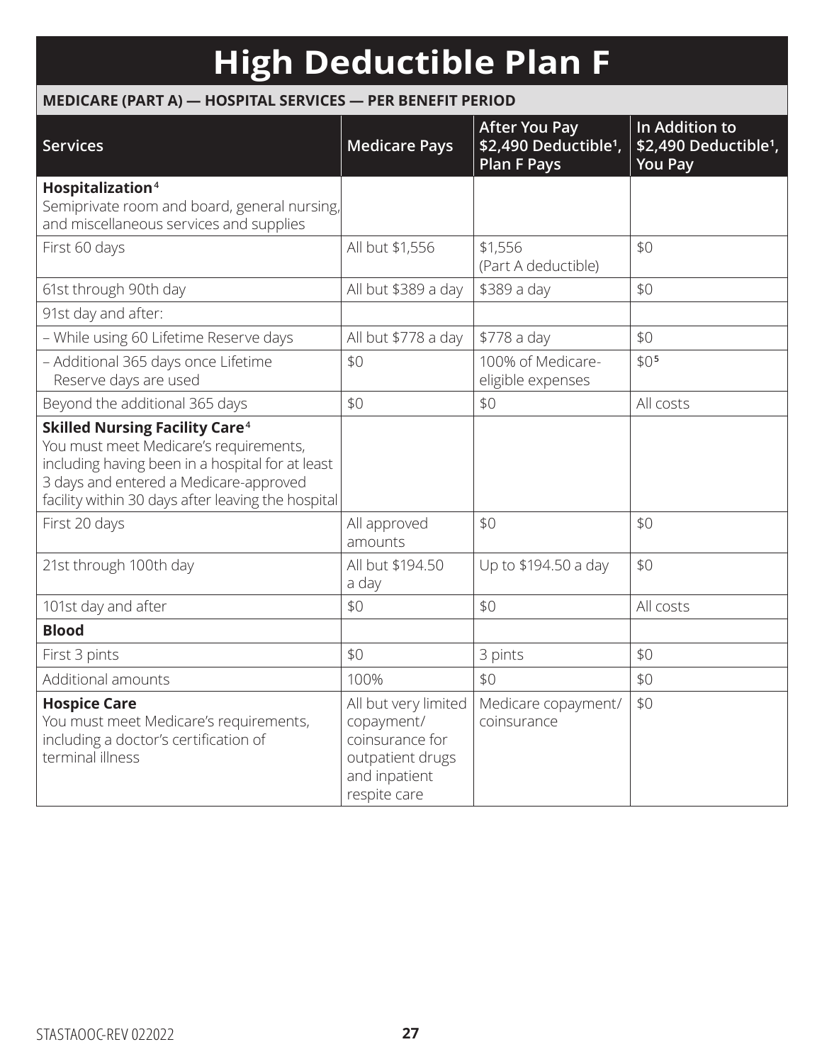# High Deductible Plan F

**MEDICARE (PART A) — HOSPITAL SERVICES — PER BENEFIT PERIOD**

| Services | Medicare Pays | After You Pay $2,490 Deductible[1], Plan F Pays | In Addition to $2,490 Deductible[1], You Pay |
|---|---|---|---|
| **Hospitalization**[4] Semiprivate room and board, general nursing, and miscellaneous services and supplies | | | |
| First 60 days | All but $1,556 | $1,556 (Part A deductible) | $0 |
| 61st through 90th day | All but $389 a day | $389 a day | $0 |
| 91st day and after: | | | |
| – While using 60 Lifetime Reserve days | All but $778 a day | $778 a day | $0 |
| – Additional 365 days once Lifetime Reserve days are used | $0 | 100% of Medicare-eligible expenses | $0[5] |
| Beyond the additional 365 days | $0 | $0 | All costs |
| **Skilled Nursing Facility Care**[4] You must meet Medicare's requirements, including having been in a hospital for at least 3 days and entered a Medicare-approved facility within 30 days after leaving the hospital | | | |
| First 20 days | All approved amounts | $0 | $0 |
| 21st through 100th day | All but $194.50 a day | Up to $194.50 a day | $0 |
| 101st day and after | $0 | $0 | All costs |
| **Blood** | | | |
| First 3 pints | $0 | 3 pints | $0 |
| Additional amounts | 100% | $0 | $0 |
| **Hospice Care** You must meet Medicare's requirements, including a doctor's certification of terminal illness | All but very limited copayment/ coinsurance for outpatient drugs and inpatient respite care | Medicare copayment/ coinsurance | $0 |

STASTAOOC-REV 022022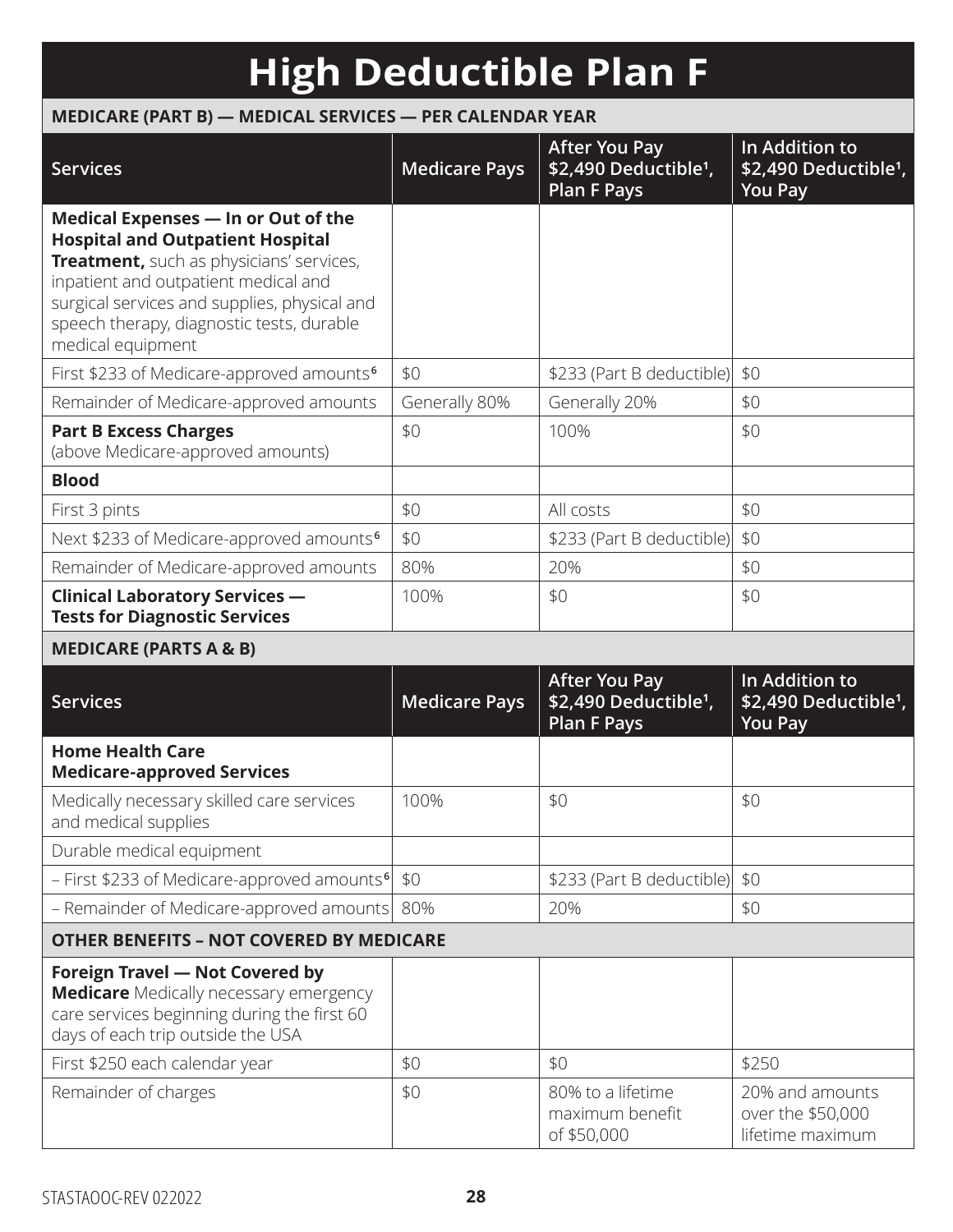# High Deductible Plan F

**MEDICARE (PART B) — MEDICAL SERVICES — PER CALENDAR YEAR**

| Services | Medicare Pays | After You Pay \$2,490 Deductible[1], Plan F Pays | In Addition to \$2,490 Deductible[1], You Pay |
|---|---|---|---|
| **Medical Expenses — In or Out of the Hospital and Outpatient Hospital Treatment,** such as physicians' services, inpatient and outpatient medical and surgical services and supplies, physical and speech therapy, diagnostic tests, durable medical equipment | | | |
| First \$233 of Medicare-approved amounts[6] | \$0 | \$233 (Part B deductible) | \$0 |
| Remainder of Medicare-approved amounts | Generally 80% | Generally 20% | \$0 |
| **Part B Excess Charges** (above Medicare-approved amounts) | \$0 | 100% | \$0 |
| **Blood** | | | |
| First 3 pints | \$0 | All costs | \$0 |
| Next \$233 of Medicare-approved amounts[6] | \$0 | \$233 (Part B deductible) | \$0 |
| Remainder of Medicare-approved amounts | 80% | 20% | \$0 |
| **Clinical Laboratory Services — Tests for Diagnostic Services** | 100% | \$0 | \$0 |

**MEDICARE (PARTS A & B)**

| Services | Medicare Pays | After You Pay \$2,490 Deductible[1], Plan F Pays | In Addition to \$2,490 Deductible[1], You Pay |
|---|---|---|---|
| **Home Health Care Medicare-approved Services** | | | |
| Medically necessary skilled care services and medical supplies | 100% | \$0 | \$0 |
| Durable medical equipment | | | |
| – First \$233 of Medicare-approved amounts[6] | \$0 | \$233 (Part B deductible) | \$0 |
| – Remainder of Medicare-approved amounts | 80% | 20% | \$0 |

**OTHER BENEFITS – NOT COVERED BY MEDICARE**

| Services | Medicare Pays | After You Pay \$2,490 Deductible[1], Plan F Pays | In Addition to \$2,490 Deductible[1], You Pay |
|---|---|---|---|
| **Foreign Travel — Not Covered by Medicare** Medically necessary emergency care services beginning during the first 60 days of each trip outside the USA | | | |
| First \$250 each calendar year | \$0 | \$0 | \$250 |
| Remainder of charges | \$0 | 80% to a lifetime maximum benefit of \$50,000 | 20% and amounts over the \$50,000 lifetime maximum |

STASTAOOC-REV 022022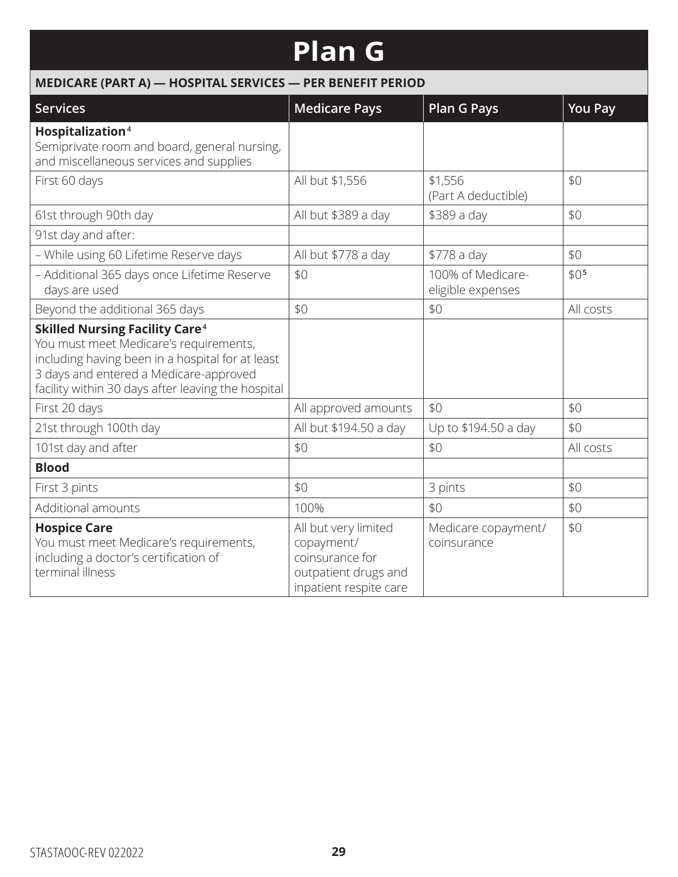# Plan G

**MEDICARE (PART A) — HOSPITAL SERVICES — PER BENEFIT PERIOD**

| Services | Medicare Pays | Plan G Pays | You Pay |
|---|---|---|---|
| **Hospitalization**[4] Semiprivate room and board, general nursing, and miscellaneous services and supplies | | | |
| First 60 days | All but $1,556 | $1,556 (Part A deductible) | $0 |
| 61st through 90th day | All but $389 a day | $389 a day | $0 |
| 91st day and after: | | | |
| – While using 60 Lifetime Reserve days | All but $778 a day | $778 a day | $0 |
| – Additional 365 days once Lifetime Reserve days are used | $0 | 100% of Medicare-eligible expenses | $0[5] |
| Beyond the additional 365 days | $0 | $0 | All costs |
| **Skilled Nursing Facility Care**[4] You must meet Medicare's requirements, including having been in a hospital for at least 3 days and entered a Medicare-approved facility within 30 days after leaving the hospital | | | |
| First 20 days | All approved amounts | $0 | $0 |
| 21st through 100th day | All but $194.50 a day | Up to $194.50 a day | $0 |
| 101st day and after | $0 | $0 | All costs |
| **Blood** | | | |
| First 3 pints | $0 | 3 pints | $0 |
| Additional amounts | 100% | $0 | $0 |
| **Hospice Care** You must meet Medicare's requirements, including a doctor's certification of terminal illness | All but very limited copayment/ coinsurance for outpatient drugs and inpatient respite care | Medicare copayment/ coinsurance | $0 |

STASTAOOC-REV 022022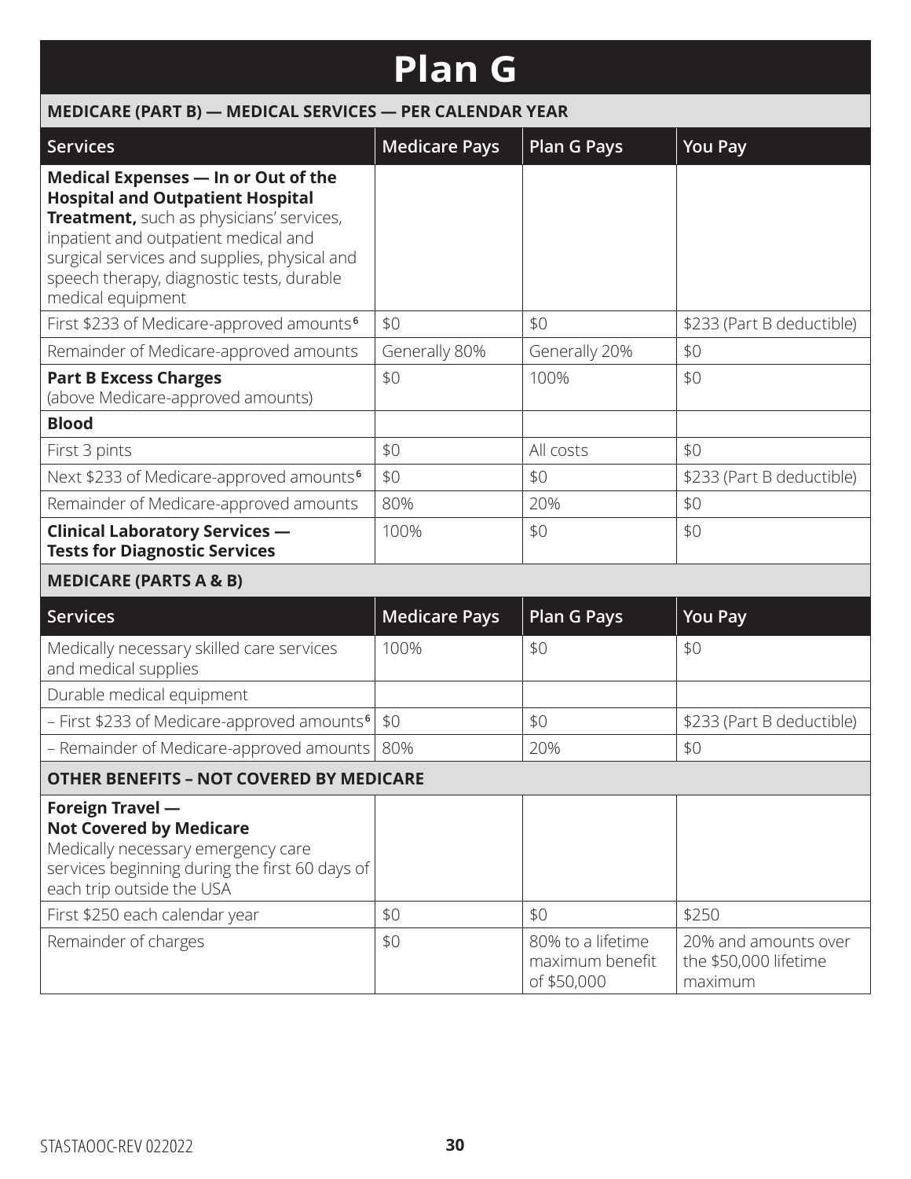# Plan G

## MEDICARE (PART B) — MEDICAL SERVICES — PER CALENDAR YEAR

| Services | Medicare Pays | Plan G Pays | You Pay |
|---|---|---|---|
| **Medical Expenses — In or Out of the Hospital and Outpatient Hospital Treatment,** such as physicians' services, inpatient and outpatient medical and surgical services and supplies, physical and speech therapy, diagnostic tests, durable medical equipment | | | |
| First $233 of Medicare-approved amounts[6] | $0 | $0 | $233 (Part B deductible) |
| Remainder of Medicare-approved amounts | Generally 80% | Generally 20% | $0 |
| **Part B Excess Charges** (above Medicare-approved amounts) | $0 | 100% | $0 |
| **Blood** | | | |
| First 3 pints | $0 | All costs | $0 |
| Next $233 of Medicare-approved amounts[6] | $0 | $0 | $233 (Part B deductible) |
| Remainder of Medicare-approved amounts | 80% | 20% | $0 |
| **Clinical Laboratory Services — Tests for Diagnostic Services** | 100% | $0 | $0 |

## MEDICARE (PARTS A & B)

| Services | Medicare Pays | Plan G Pays | You Pay |
|---|---|---|---|
| Medically necessary skilled care services and medical supplies | 100% | $0 | $0 |
| Durable medical equipment | | | |
| – First $233 of Medicare-approved amounts[6] | $0 | $0 | $233 (Part B deductible) |
| – Remainder of Medicare-approved amounts | 80% | 20% | $0 |

## OTHER BENEFITS – NOT COVERED BY MEDICARE

| Services | Medicare Pays | Plan G Pays | You Pay |
|---|---|---|---|
| **Foreign Travel — Not Covered by Medicare** Medically necessary emergency care services beginning during the first 60 days of each trip outside the USA | | | |
| First $250 each calendar year | $0 | $0 | $250 |
| Remainder of charges | $0 | 80% to a lifetime maximum benefit of $50,000 | 20% and amounts over the $50,000 lifetime maximum |

STASTAOOC-REV 022022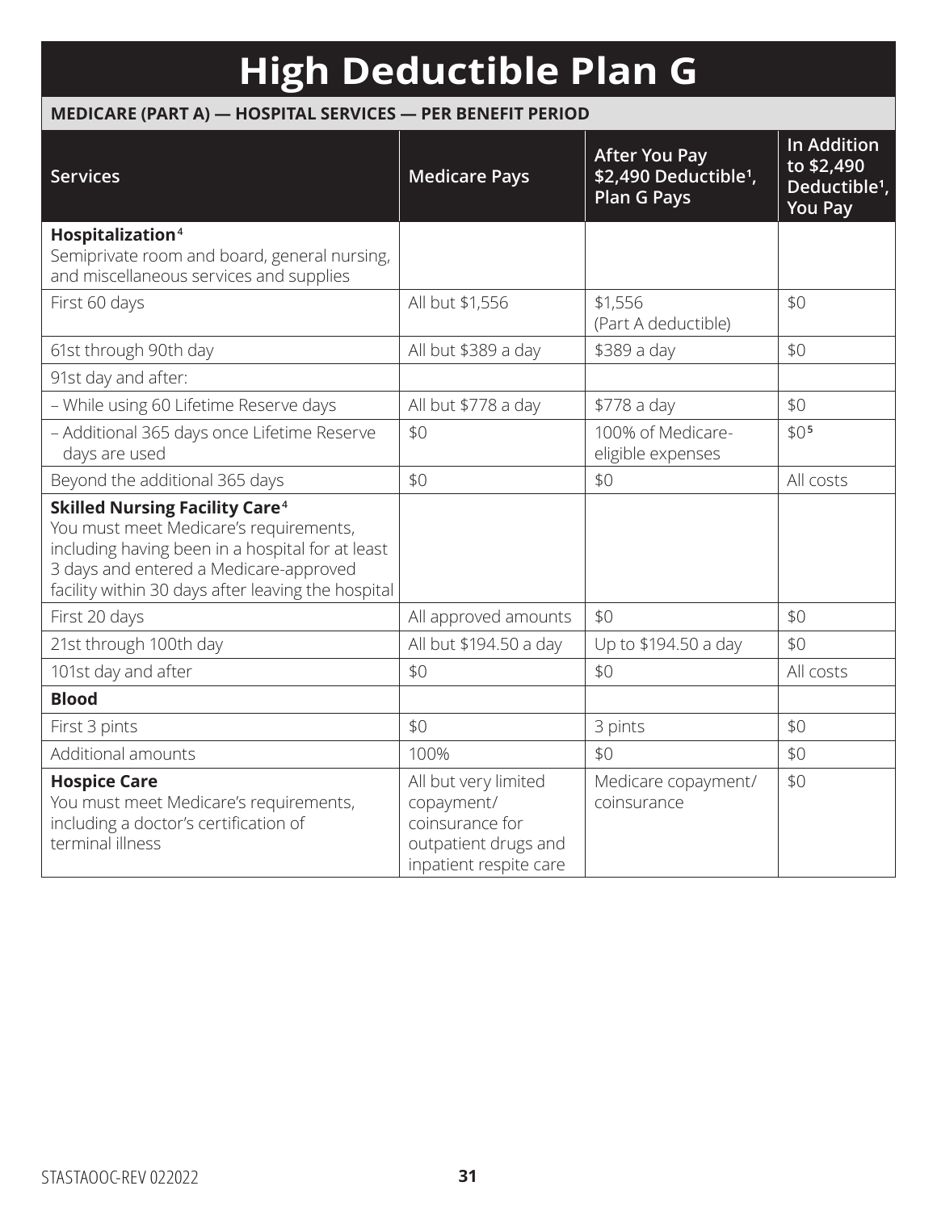# High Deductible Plan G

**MEDICARE (PART A) — HOSPITAL SERVICES — PER BENEFIT PERIOD**

| Services | Medicare Pays | After You Pay $2,490 Deductible[1], Plan G Pays | In Addition to $2,490 Deductible[1], You Pay |
|---|---|---|---|
| **Hospitalization**[4] Semiprivate room and board, general nursing, and miscellaneous services and supplies | | | |
| First 60 days | All but $1,556 | $1,556 (Part A deductible) | $0 |
| 61st through 90th day | All but $389 a day | $389 a day | $0 |
| 91st day and after: | | | |
| – While using 60 Lifetime Reserve days | All but $778 a day | $778 a day | $0 |
| – Additional 365 days once Lifetime Reserve days are used | $0 | 100% of Medicare-eligible expenses | $0[5] |
| Beyond the additional 365 days | $0 | $0 | All costs |
| **Skilled Nursing Facility Care**[4] You must meet Medicare's requirements, including having been in a hospital for at least 3 days and entered a Medicare-approved facility within 30 days after leaving the hospital | | | |
| First 20 days | All approved amounts | $0 | $0 |
| 21st through 100th day | All but $194.50 a day | Up to $194.50 a day | $0 |
| 101st day and after | $0 | $0 | All costs |
| **Blood** | | | |
| First 3 pints | $0 | 3 pints | $0 |
| Additional amounts | 100% | $0 | $0 |
| **Hospice Care** You must meet Medicare's requirements, including a doctor's certification of terminal illness | All but very limited copayment/ coinsurance for outpatient drugs and inpatient respite care | Medicare copayment/ coinsurance | $0 |

STASTAOOC-REV 022022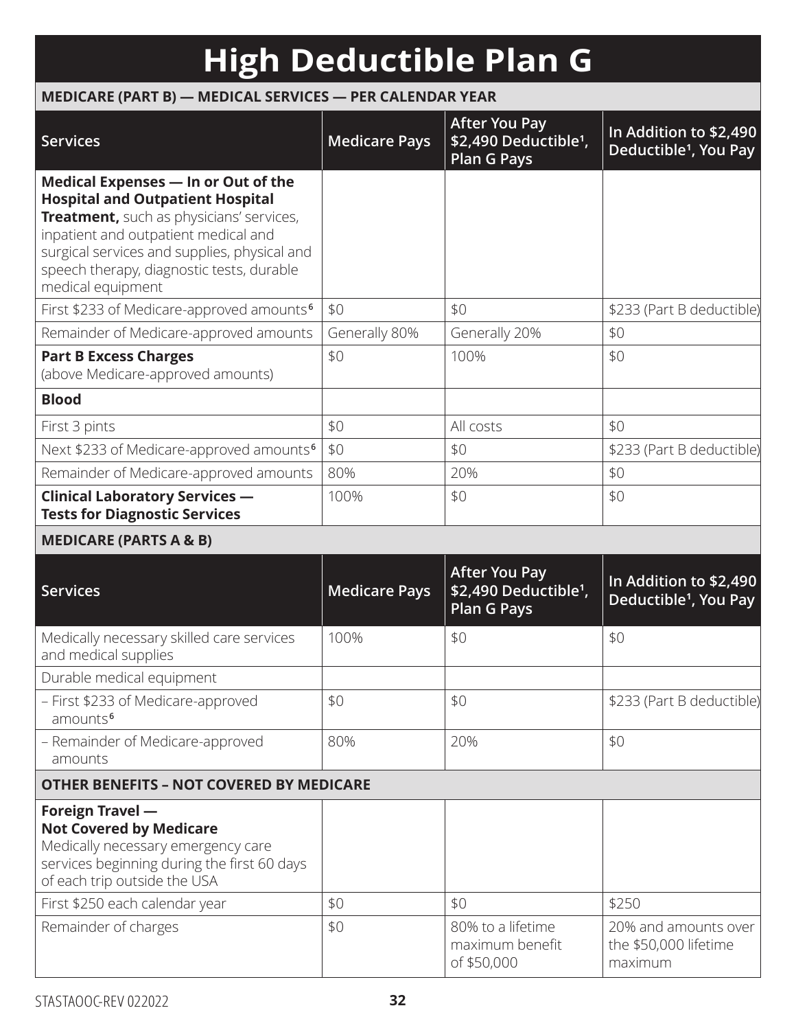# High Deductible Plan G

**MEDICARE (PART B) — MEDICAL SERVICES — PER CALENDAR YEAR**

| Services | Medicare Pays | After You Pay \$2,490 Deductible[1], Plan G Pays | In Addition to \$2,490 Deductible[1], You Pay |
|---|---|---|---|
| **Medical Expenses — In or Out of the Hospital and Outpatient Hospital Treatment,** such as physicians' services, inpatient and outpatient medical and surgical services and supplies, physical and speech therapy, diagnostic tests, durable medical equipment | | | |
| First \$233 of Medicare-approved amounts[6] | \$0 | \$0 | \$233 (Part B deductible) |
| Remainder of Medicare-approved amounts | Generally 80% | Generally 20% | \$0 |
| **Part B Excess Charges** (above Medicare-approved amounts) | \$0 | 100% | \$0 |
| **Blood** | | | |
| First 3 pints | \$0 | All costs | \$0 |
| Next \$233 of Medicare-approved amounts[6] | \$0 | \$0 | \$233 (Part B deductible) |
| Remainder of Medicare-approved amounts | 80% | 20% | \$0 |
| **Clinical Laboratory Services — Tests for Diagnostic Services** | 100% | \$0 | \$0 |

**MEDICARE (PARTS A & B)**

| Services | Medicare Pays | After You Pay \$2,490 Deductible[1], Plan G Pays | In Addition to \$2,490 Deductible[1], You Pay |
|---|---|---|---|
| Medically necessary skilled care services and medical supplies | 100% | \$0 | \$0 |
| Durable medical equipment | | | |
| – First \$233 of Medicare-approved amounts[6] | \$0 | \$0 | \$233 (Part B deductible) |
| – Remainder of Medicare-approved amounts | 80% | 20% | \$0 |

**OTHER BENEFITS – NOT COVERED BY MEDICARE**

| Services | Medicare Pays | After You Pay \$2,490 Deductible[1], Plan G Pays | In Addition to \$2,490 Deductible[1], You Pay |
|---|---|---|---|
| **Foreign Travel — Not Covered by Medicare** Medically necessary emergency care services beginning during the first 60 days of each trip outside the USA | | | |
| First \$250 each calendar year | \$0 | \$0 | \$250 |
| Remainder of charges | \$0 | 80% to a lifetime maximum benefit of \$50,000 | 20% and amounts over the \$50,000 lifetime maximum |

STASTAOOC-REV 022022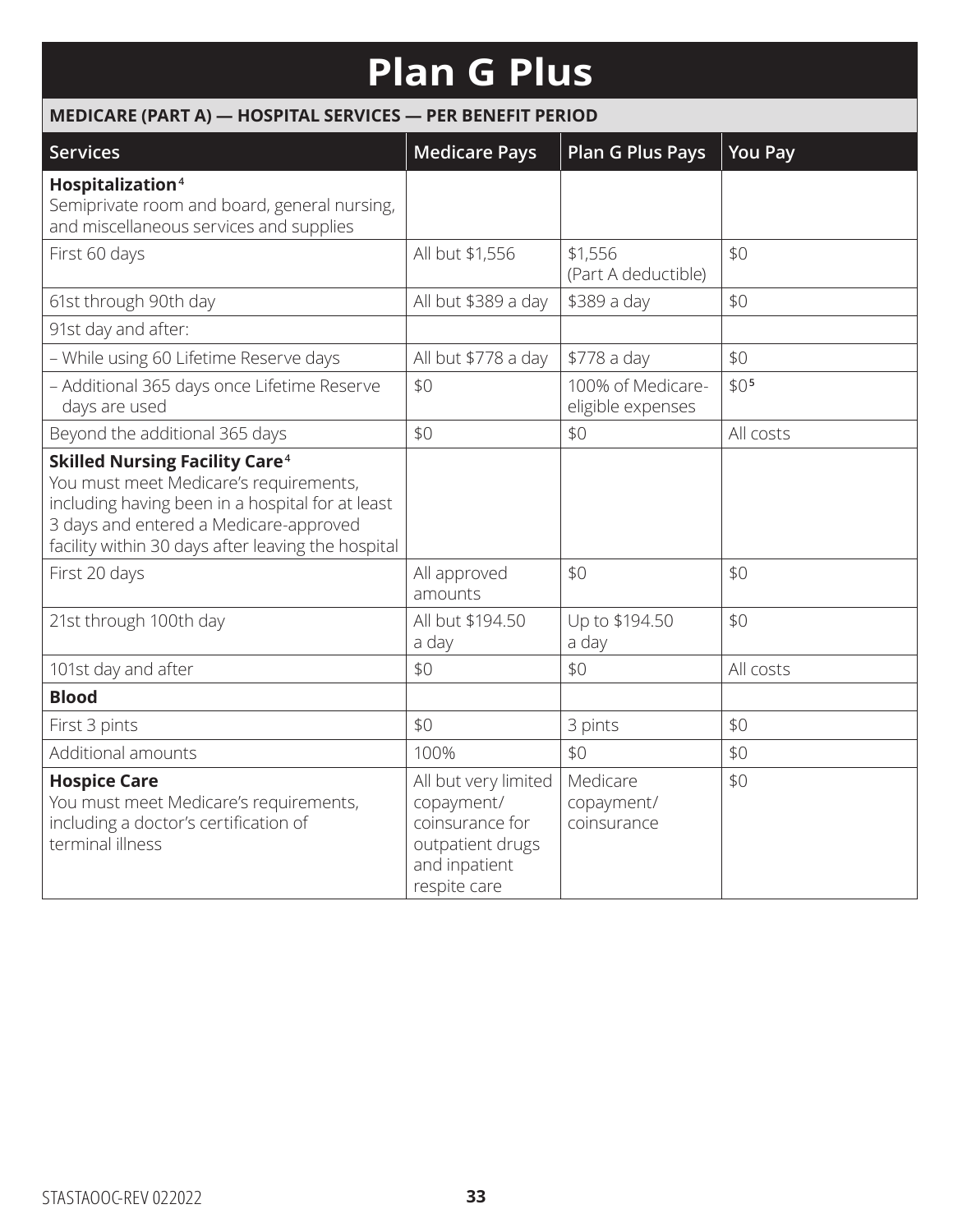# Plan G Plus

**MEDICARE (PART A) — HOSPITAL SERVICES — PER BENEFIT PERIOD**

| Services | Medicare Pays | Plan G Plus Pays | You Pay |
|---|---|---|---|
| **Hospitalization**[4]<br>Semiprivate room and board, general nursing, and miscellaneous services and supplies | | | |
| First 60 days | All but $1,556 | $1,556 (Part A deductible) | $0 |
| 61st through 90th day | All but $389 a day | $389 a day | $0 |
| 91st day and after: | | | |
| – While using 60 Lifetime Reserve days | All but $778 a day | $778 a day | $0 |
| – Additional 365 days once Lifetime Reserve days are used | $0 | 100% of Medicare-eligible expenses | $0[5] |
| Beyond the additional 365 days | $0 | $0 | All costs |
| **Skilled Nursing Facility Care**[4]<br>You must meet Medicare's requirements, including having been in a hospital for at least 3 days and entered a Medicare-approved facility within 30 days after leaving the hospital | | | |
| First 20 days | All approved amounts | $0 | $0 |
| 21st through 100th day | All but $194.50 a day | Up to $194.50 a day | $0 |
| 101st day and after | $0 | $0 | All costs |
| **Blood** | | | |
| First 3 pints | $0 | 3 pints | $0 |
| Additional amounts | 100% | $0 | $0 |
| **Hospice Care**<br>You must meet Medicare's requirements, including a doctor's certification of terminal illness | All but very limited copayment/ coinsurance for outpatient drugs and inpatient respite care | Medicare copayment/ coinsurance | $0 |

STASTAOOC-REV 022022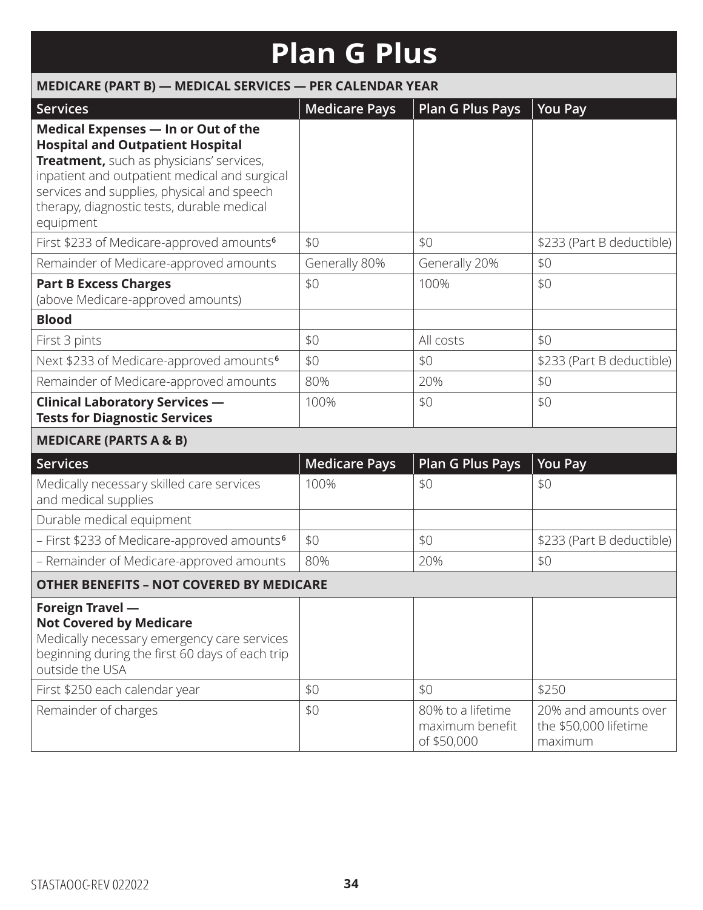# Plan G Plus

## MEDICARE (PART B) — MEDICAL SERVICES — PER CALENDAR YEAR

| Services | Medicare Pays | Plan G Plus Pays | You Pay |
|---|---|---|---|
| **Medical Expenses — In or Out of the Hospital and Outpatient Hospital Treatment,** such as physicians' services, inpatient and outpatient medical and surgical services and supplies, physical and speech therapy, diagnostic tests, durable medical equipment | | | |
| First $233 of Medicare-approved amounts[6] | $0 | $0 | $233 (Part B deductible) |
| Remainder of Medicare-approved amounts | Generally 80% | Generally 20% | $0 |
| **Part B Excess Charges** (above Medicare-approved amounts) | $0 | 100% | $0 |
| **Blood** | | | |
| First 3 pints | $0 | All costs | $0 |
| Next $233 of Medicare-approved amounts[6] | $0 | $0 | $233 (Part B deductible) |
| Remainder of Medicare-approved amounts | 80% | 20% | $0 |
| **Clinical Laboratory Services — Tests for Diagnostic Services** | 100% | $0 | $0 |

## MEDICARE (PARTS A & B)

| Services | Medicare Pays | Plan G Plus Pays | You Pay |
|---|---|---|---|
| Medically necessary skilled care services and medical supplies | 100% | $0 | $0 |
| Durable medical equipment | | | |
| – First $233 of Medicare-approved amounts[6] | $0 | $0 | $233 (Part B deductible) |
| – Remainder of Medicare-approved amounts | 80% | 20% | $0 |

## OTHER BENEFITS – NOT COVERED BY MEDICARE

| Services | Medicare Pays | Plan G Plus Pays | You Pay |
|---|---|---|---|
| **Foreign Travel — Not Covered by Medicare** Medically necessary emergency care services beginning during the first 60 days of each trip outside the USA | | | |
| First $250 each calendar year | $0 | $0 | $250 |
| Remainder of charges | $0 | 80% to a lifetime maximum benefit of $50,000 | 20% and amounts over the $50,000 lifetime maximum |

STASTAOOC-REV 022022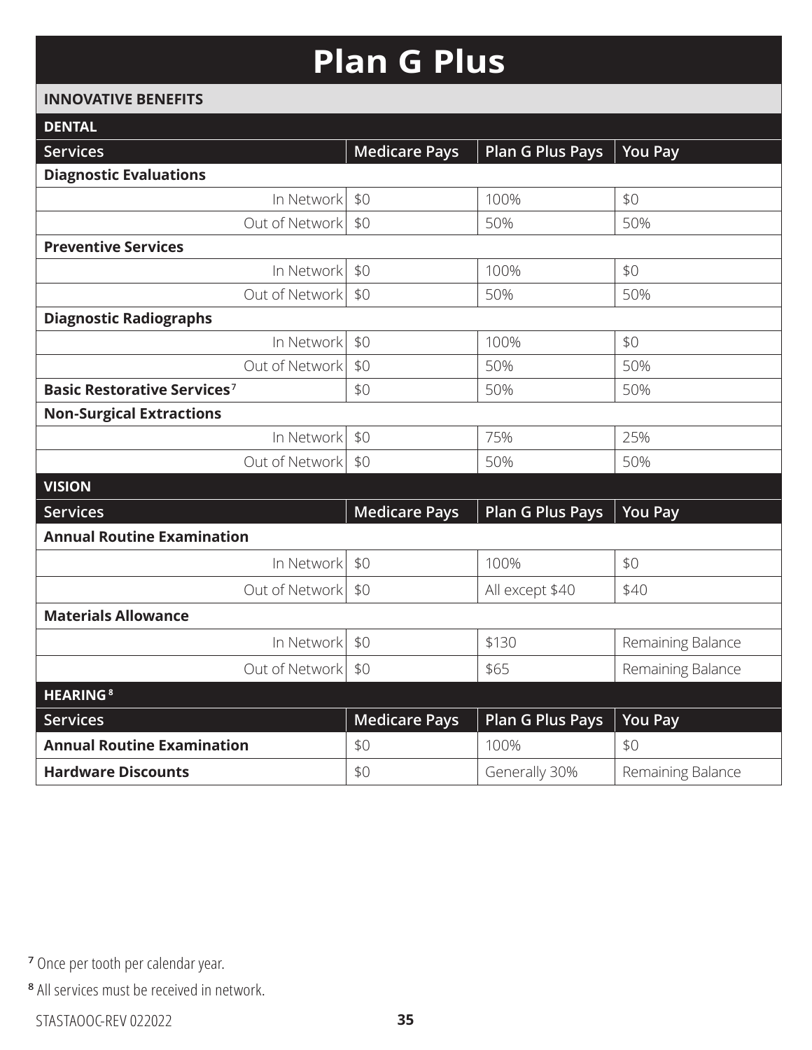# Plan G Plus

## INNOVATIVE BENEFITS

### DENTAL

| Services | Medicare Pays | Plan G Plus Pays | You Pay |
|---|---|---|---|
| **Diagnostic Evaluations** | | | |
| In Network | $0 | 100% | $0 |
| Out of Network | $0 | 50% | 50% |
| **Preventive Services** | | | |
| In Network | $0 | 100% | $0 |
| Out of Network | $0 | 50% | 50% |
| **Diagnostic Radiographs** | | | |
| In Network | $0 | 100% | $0 |
| Out of Network | $0 | 50% | 50% |
| **Basic Restorative Services**[7] | $0 | 50% | 50% |
| **Non-Surgical Extractions** | | | |
| In Network | $0 | 75% | 25% |
| Out of Network | $0 | 50% | 50% |

### VISION

| Services | Medicare Pays | Plan G Plus Pays | You Pay |
|---|---|---|---|
| **Annual Routine Examination** | | | |
| In Network | $0 | 100% | $0 |
| Out of Network | $0 | All except $40 | $40 |
| **Materials Allowance** | | | |
| In Network | $0 | $130 | Remaining Balance |
| Out of Network | $0 | $65 | Remaining Balance |

### HEARING[8]

| Services | Medicare Pays | Plan G Plus Pays | You Pay |
|---|---|---|---|
| **Annual Routine Examination** | $0 | 100% | $0 |
| **Hardware Discounts** | $0 | Generally 30% | Remaining Balance |

[7] Once per tooth per calendar year.

[8] All services must be received in network.

STASTAOOC-REV 022022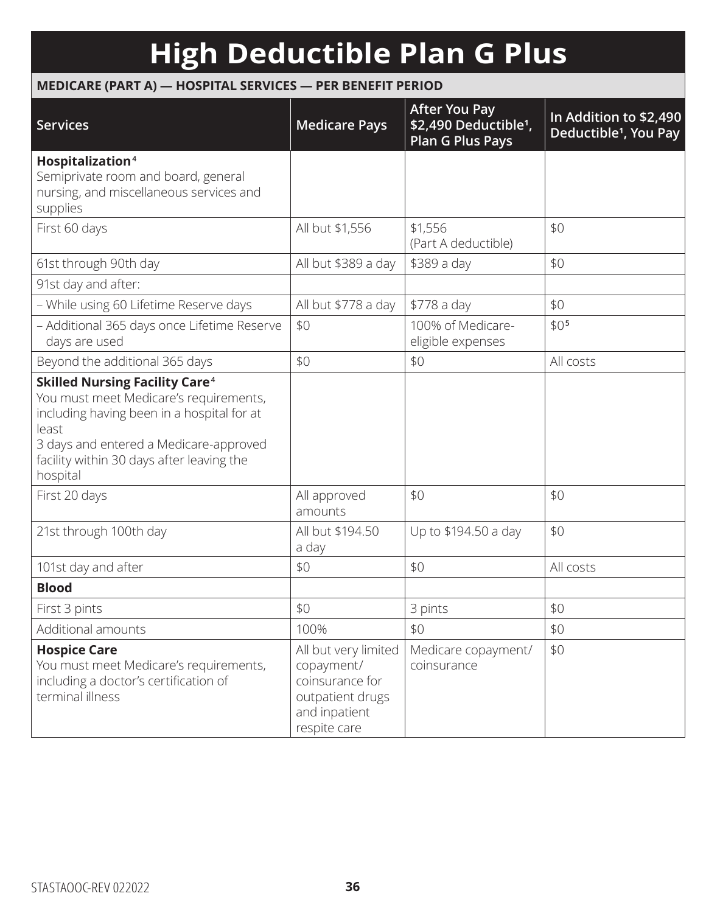# High Deductible Plan G Plus

**MEDICARE (PART A) — HOSPITAL SERVICES — PER BENEFIT PERIOD**

| Services | Medicare Pays | After You Pay \$2,490 Deductible[1], Plan G Plus Pays | In Addition to \$2,490 Deductible[1], You Pay |
|---|---|---|---|
| **Hospitalization**[4] Semiprivate room and board, general nursing, and miscellaneous services and supplies | | | |
| First 60 days | All but \$1,556 | \$1,556 (Part A deductible) | \$0 |
| 61st through 90th day | All but \$389 a day | \$389 a day | \$0 |
| 91st day and after: | | | |
| – While using 60 Lifetime Reserve days | All but \$778 a day | \$778 a day | \$0 |
| – Additional 365 days once Lifetime Reserve days are used | \$0 | 100% of Medicare-eligible expenses | \$0[5] |
| Beyond the additional 365 days | \$0 | \$0 | All costs |
| **Skilled Nursing Facility Care**[4] You must meet Medicare's requirements, including having been in a hospital for at least 3 days and entered a Medicare-approved facility within 30 days after leaving the hospital | | | |
| First 20 days | All approved amounts | \$0 | \$0 |
| 21st through 100th day | All but \$194.50 a day | Up to \$194.50 a day | \$0 |
| 101st day and after | \$0 | \$0 | All costs |
| **Blood** | | | |
| First 3 pints | \$0 | 3 pints | \$0 |
| Additional amounts | 100% | \$0 | \$0 |
| **Hospice Care** You must meet Medicare's requirements, including a doctor's certification of terminal illness | All but very limited copayment/ coinsurance for outpatient drugs and inpatient respite care | Medicare copayment/ coinsurance | \$0 |

STASTAOOC-REV 022022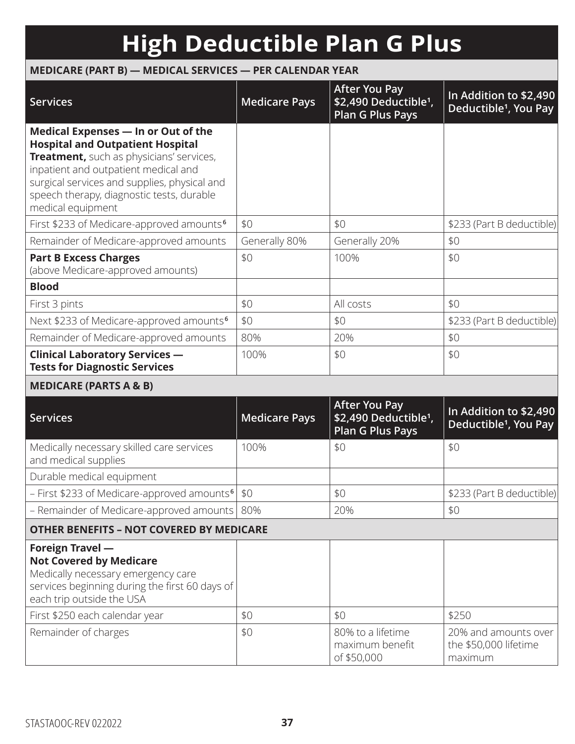# High Deductible Plan G Plus

**MEDICARE (PART B) — MEDICAL SERVICES — PER CALENDAR YEAR**

| Services | Medicare Pays | After You Pay \$2,490 Deductible[1], Plan G Plus Pays | In Addition to \$2,490 Deductible[1], You Pay |
|---|---|---|---|
| **Medical Expenses — In or Out of the Hospital and Outpatient Hospital Treatment,** such as physicians' services, inpatient and outpatient medical and surgical services and supplies, physical and speech therapy, diagnostic tests, durable medical equipment | | | |
| First \$233 of Medicare-approved amounts[6] | \$0 | \$0 | \$233 (Part B deductible) |
| Remainder of Medicare-approved amounts | Generally 80% | Generally 20% | \$0 |
| **Part B Excess Charges** (above Medicare-approved amounts) | \$0 | 100% | \$0 |
| **Blood** | | | |
| First 3 pints | \$0 | All costs | \$0 |
| Next \$233 of Medicare-approved amounts[6] | \$0 | \$0 | \$233 (Part B deductible) |
| Remainder of Medicare-approved amounts | 80% | 20% | \$0 |
| **Clinical Laboratory Services — Tests for Diagnostic Services** | 100% | \$0 | \$0 |

**MEDICARE (PARTS A & B)**

| Services | Medicare Pays | After You Pay \$2,490 Deductible[1], Plan G Plus Pays | In Addition to \$2,490 Deductible[1], You Pay |
|---|---|---|---|
| Medically necessary skilled care services and medical supplies | 100% | \$0 | \$0 |
| Durable medical equipment | | | |
| – First \$233 of Medicare-approved amounts[6] | \$0 | \$0 | \$233 (Part B deductible) |
| – Remainder of Medicare-approved amounts | 80% | 20% | \$0 |

**OTHER BENEFITS – NOT COVERED BY MEDICARE**

| Services | Medicare Pays | After You Pay \$2,490 Deductible[1], Plan G Plus Pays | In Addition to \$2,490 Deductible[1], You Pay |
|---|---|---|---|
| **Foreign Travel — Not Covered by Medicare** Medically necessary emergency care services beginning during the first 60 days of each trip outside the USA | | | |
| First \$250 each calendar year | \$0 | \$0 | \$250 |
| Remainder of charges | \$0 | 80% to a lifetime maximum benefit of \$50,000 | 20% and amounts over the \$50,000 lifetime maximum |

STASTAOOC-REV 022022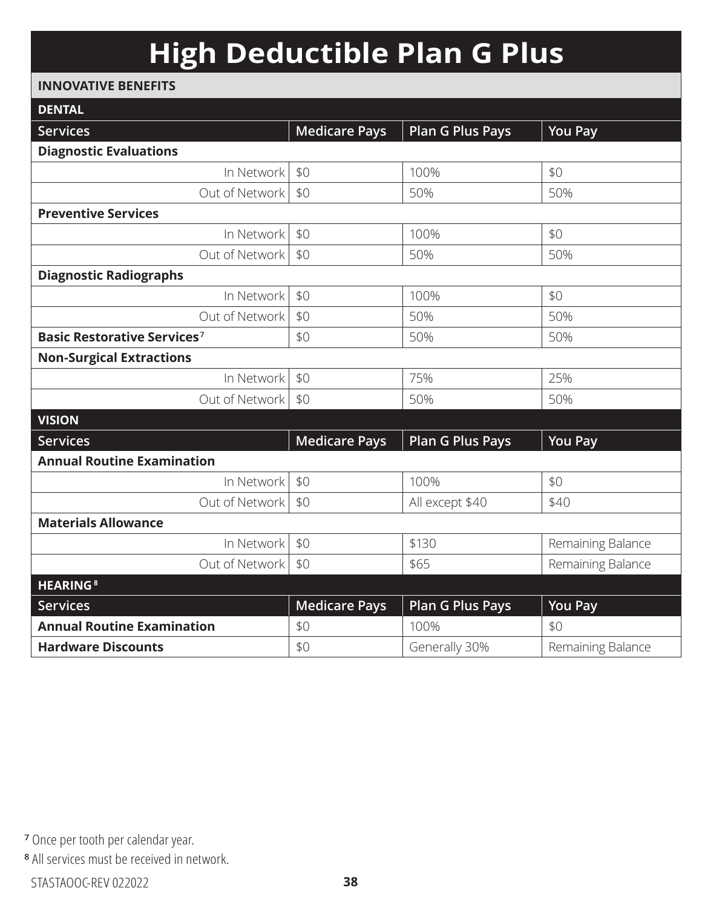# High Deductible Plan G Plus

## INNOVATIVE BENEFITS

### DENTAL

| Services | Medicare Pays | Plan G Plus Pays | You Pay |
|---|---|---|---|
| **Diagnostic Evaluations** | | | |
| In Network | $0 | 100% | $0 |
| Out of Network | $0 | 50% | 50% |
| **Preventive Services** | | | |
| In Network | $0 | 100% | $0 |
| Out of Network | $0 | 50% | 50% |
| **Diagnostic Radiographs** | | | |
| In Network | $0 | 100% | $0 |
| Out of Network | $0 | 50% | 50% |
| **Basic Restorative Services**[7] | $0 | 50% | 50% |
| **Non-Surgical Extractions** | | | |
| In Network | $0 | 75% | 25% |
| Out of Network | $0 | 50% | 50% |

### VISION

| Services | Medicare Pays | Plan G Plus Pays | You Pay |
|---|---|---|---|
| **Annual Routine Examination** | | | |
| In Network | $0 | 100% | $0 |
| Out of Network | $0 | All except $40 | $40 |
| **Materials Allowance** | | | |
| In Network | $0 | $130 | Remaining Balance |
| Out of Network | $0 | $65 | Remaining Balance |

### HEARING[8]

| Services | Medicare Pays | Plan G Plus Pays | You Pay |
|---|---|---|---|
| **Annual Routine Examination** | $0 | 100% | $0 |
| **Hardware Discounts** | $0 | Generally 30% | Remaining Balance |

[7] Once per tooth per calendar year.

[8] All services must be received in network.

STASTAOOC-REV 022022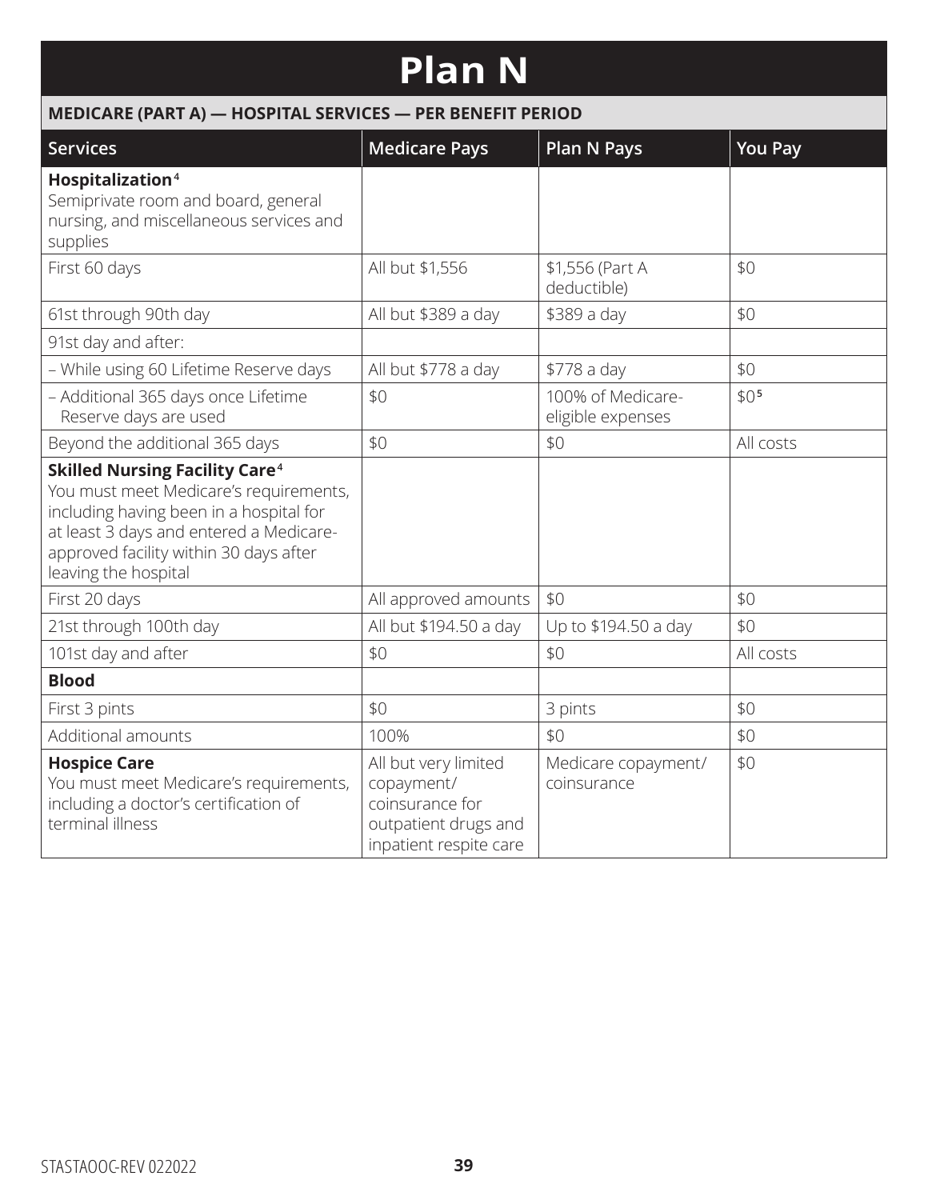# Plan N

**MEDICARE (PART A) — HOSPITAL SERVICES — PER BENEFIT PERIOD**

| Services | Medicare Pays | Plan N Pays | You Pay |
|---|---|---|---|
| **Hospitalization**[4]<br>Semiprivate room and board, general nursing, and miscellaneous services and supplies | | | |
| First 60 days | All but $1,556 | $1,556 (Part A deductible) | $0 |
| 61st through 90th day | All but $389 a day | $389 a day | $0 |
| 91st day and after: | | | |
| – While using 60 Lifetime Reserve days | All but $778 a day | $778 a day | $0 |
| – Additional 365 days once Lifetime Reserve days are used | $0 | 100% of Medicare-eligible expenses | $0[5] |
| Beyond the additional 365 days | $0 | $0 | All costs |
| **Skilled Nursing Facility Care**[4]<br>You must meet Medicare's requirements, including having been in a hospital for at least 3 days and entered a Medicare-approved facility within 30 days after leaving the hospital | | | |
| First 20 days | All approved amounts | $0 | $0 |
| 21st through 100th day | All but $194.50 a day | Up to $194.50 a day | $0 |
| 101st day and after | $0 | $0 | All costs |
| **Blood** | | | |
| First 3 pints | $0 | 3 pints | $0 |
| Additional amounts | 100% | $0 | $0 |
| **Hospice Care**<br>You must meet Medicare's requirements, including a doctor's certification of terminal illness | All but very limited copayment/ coinsurance for outpatient drugs and inpatient respite care | Medicare copayment/ coinsurance | $0 |

STASTAOOC-REV 022022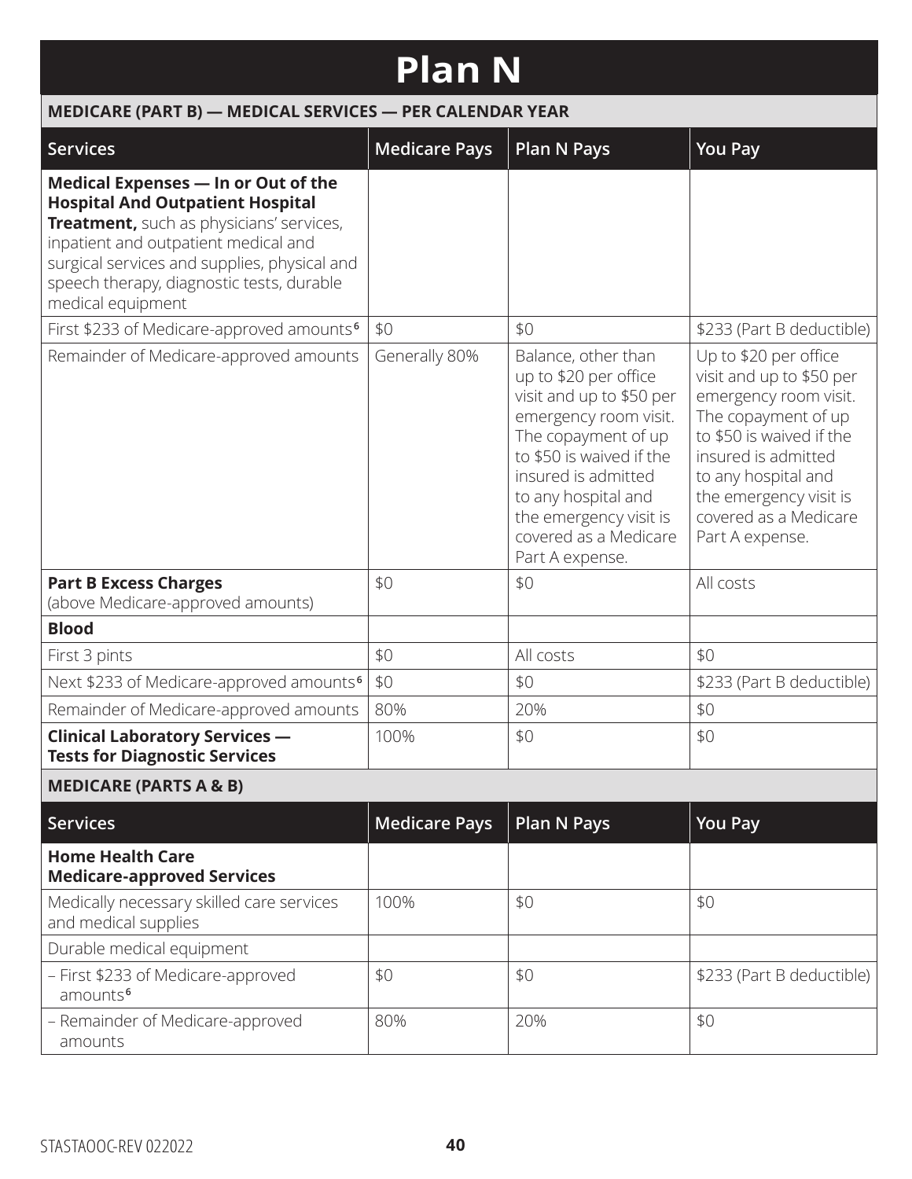# Plan N

## MEDICARE (PART B) — MEDICAL SERVICES — PER CALENDAR YEAR

| Services | Medicare Pays | Plan N Pays | You Pay |
|---|---|---|---|
| **Medical Expenses — In or Out of the Hospital And Outpatient Hospital Treatment,** such as physicians' services, inpatient and outpatient medical and surgical services and supplies, physical and speech therapy, diagnostic tests, durable medical equipment | | | |
| First $233 of Medicare-approved amounts[6] | $0 | $0 | $233 (Part B deductible) |
| Remainder of Medicare-approved amounts | Generally 80% | Balance, other than up to $20 per office visit and up to $50 per emergency room visit. The copayment of up to $50 is waived if the insured is admitted to any hospital and the emergency visit is covered as a Medicare Part A expense. | Up to $20 per office visit and up to $50 per emergency room visit. The copayment of up to $50 is waived if the insured is admitted to any hospital and the emergency visit is covered as a Medicare Part A expense. |
| **Part B Excess Charges** (above Medicare-approved amounts) | $0 | $0 | All costs |
| **Blood** | | | |
| First 3 pints | $0 | All costs | $0 |
| Next $233 of Medicare-approved amounts[6] | $0 | $0 | $233 (Part B deductible) |
| Remainder of Medicare-approved amounts | 80% | 20% | $0 |
| **Clinical Laboratory Services — Tests for Diagnostic Services** | 100% | $0 | $0 |

## MEDICARE (PARTS A & B)

| Services | Medicare Pays | Plan N Pays | You Pay |
|---|---|---|---|
| **Home Health Care Medicare-approved Services** | | | |
| Medically necessary skilled care services and medical supplies | 100% | $0 | $0 |
| Durable medical equipment | | | |
| – First $233 of Medicare-approved amounts[6] | $0 | $0 | $233 (Part B deductible) |
| – Remainder of Medicare-approved amounts | 80% | 20% | $0 |

STASTAOOC-REV 022022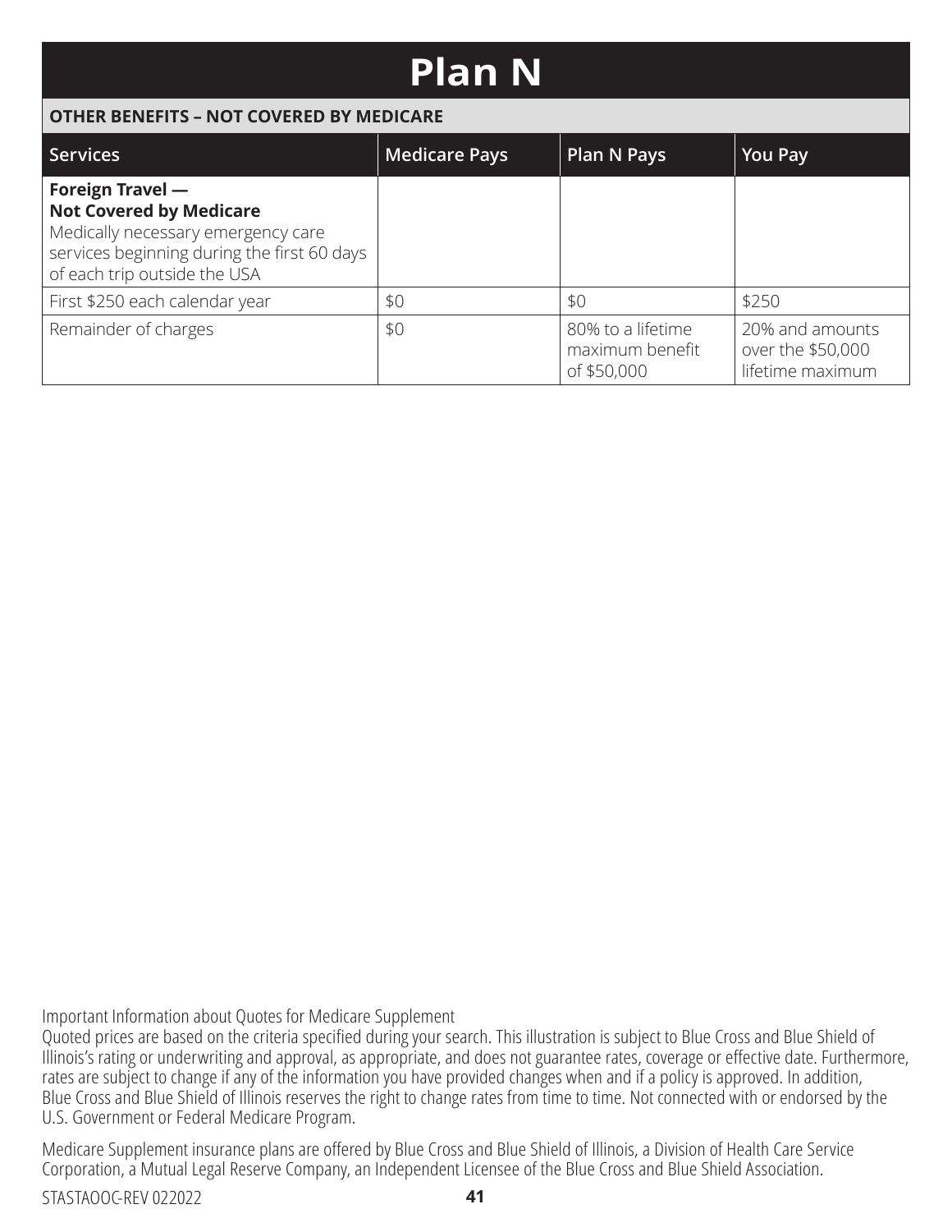# Plan N

**OTHER BENEFITS – NOT COVERED BY MEDICARE**

| Services | Medicare Pays | Plan N Pays | You Pay |
|---|---|---|---|
| **Foreign Travel — Not Covered by Medicare** Medically necessary emergency care services beginning during the first 60 days of each trip outside the USA | | | |
| First $250 each calendar year | $0 | $0 | $250 |
| Remainder of charges | $0 | 80% to a lifetime maximum benefit of $50,000 | 20% and amounts over the $50,000 lifetime maximum |

Important Information about Quotes for Medicare Supplement
Quoted prices are based on the criteria specified during your search. This illustration is subject to Blue Cross and Blue Shield of Illinois's rating or underwriting and approval, as appropriate, and does not guarantee rates, coverage or effective date. Furthermore, rates are subject to change if any of the information you have provided changes when and if a policy is approved. In addition, Blue Cross and Blue Shield of Illinois reserves the right to change rates from time to time. Not connected with or endorsed by the U.S. Government or Federal Medicare Program.

Medicare Supplement insurance plans are offered by Blue Cross and Blue Shield of Illinois, a Division of Health Care Service Corporation, a Mutual Legal Reserve Company, an Independent Licensee of the Blue Cross and Blue Shield Association.

STASTAOOC-REV 022022